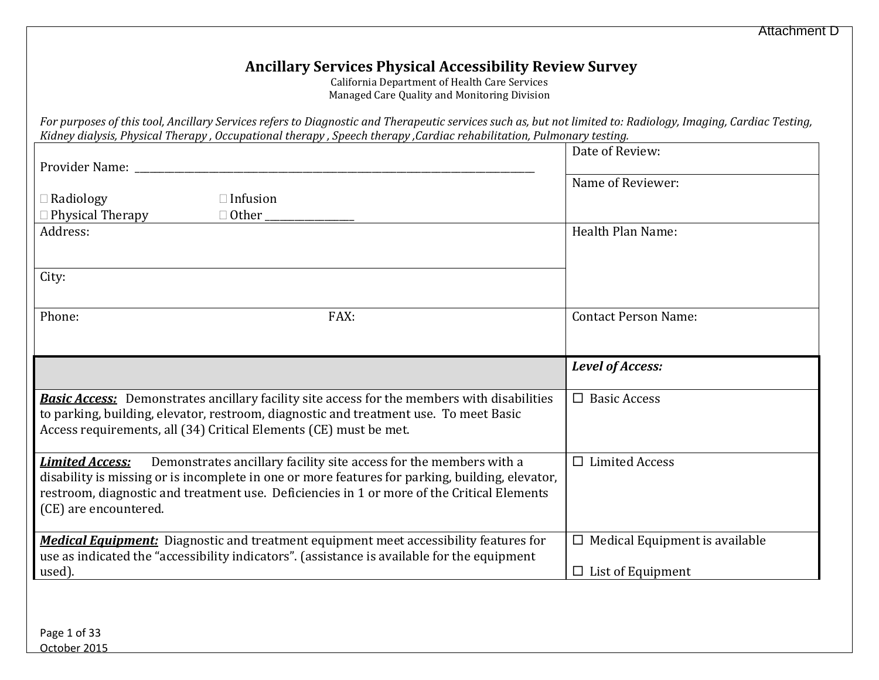Attachment D

# Ancillary Services Physical Accessibility Review Survey

California Department of Health Care Services
Managed Care Quality and Monitoring Division

*For purposes of this tool, Ancillary Services refers to Diagnostic and Therapeutic services such as, but not limited to: Radiology, Imaging, Cardiac Testing, Kidney dialysis, Physical Therapy , Occupational therapy , Speech therapy ,Cardiac rehabilitation, Pulmonary testing.*

| | |
|---|---|
| Provider Name: ____________________________________________<br><br>☐ Radiology ☐ Infusion<br>☐ Physical Therapy ☐ Other _______________ | Date of Review:<br><br>Name of Reviewer: |
| Address: | Health Plan Name: |
| City: | |
| Phone: FAX: | Contact Person Name: |

| | ***Level of Access:*** |
|---|---|
| ***Basic Access:*** Demonstrates ancillary facility site access for the members with disabilities to parking, building, elevator, restroom, diagnostic and treatment use. To meet Basic Access requirements, all (34) Critical Elements (CE) must be met. | ☐ Basic Access |
| ***Limited Access:*** Demonstrates ancillary facility site access for the members with a disability is missing or is incomplete in one or more features for parking, building, elevator, restroom, diagnostic and treatment use. Deficiencies in 1 or more of the Critical Elements (CE) are encountered. | ☐ Limited Access |
| ***Medical Equipment:*** Diagnostic and treatment equipment meet accessibility features for use as indicated the "accessibility indicators". (assistance is available for the equipment used). | ☐ Medical Equipment is available<br><br>☐ List of Equipment |

October 2015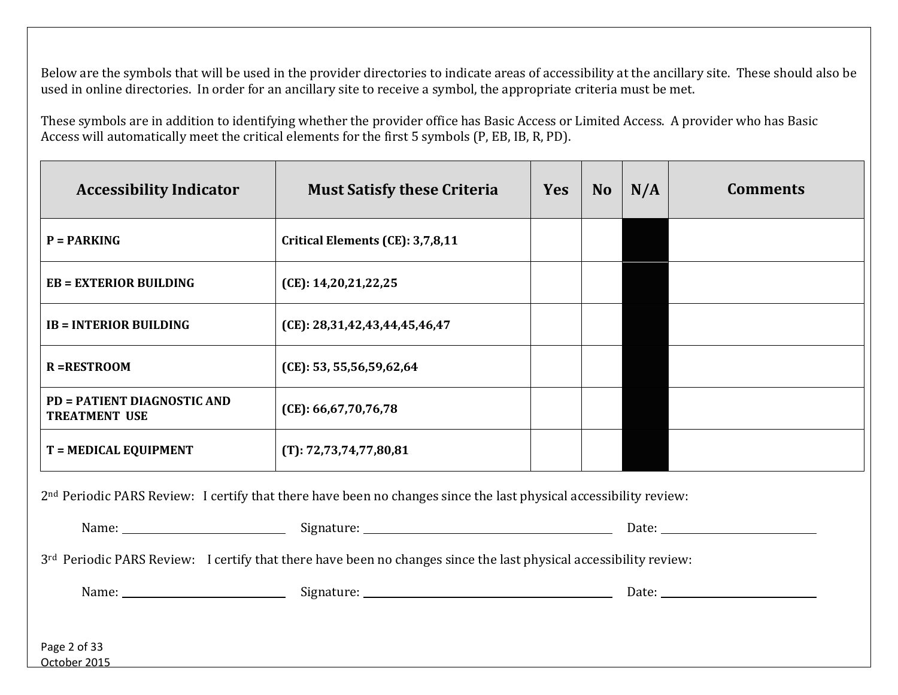Below are the symbols that will be used in the provider directories to indicate areas of accessibility at the ancillary site. These should also be used in online directories. In order for an ancillary site to receive a symbol, the appropriate criteria must be met.

These symbols are in addition to identifying whether the provider office has Basic Access or Limited Access. A provider who has Basic Access will automatically meet the critical elements for the first 5 symbols (P, EB, IB, R, PD).

| Accessibility Indicator | Must Satisfy these Criteria | Yes | No | N/A | Comments |
|---|---|---|---|---|---|
| **P = PARKING** | **Critical Elements (CE): 3,7,8,11** | | | | |
| **EB = EXTERIOR BUILDING** | **(CE): 14,20,21,22,25** | | | | |
| **IB = INTERIOR BUILDING** | **(CE): 28,31,42,43,44,45,46,47** | | | | |
| **R =RESTROOM** | **(CE): 53, 55,56,59,62,64** | | | | |
| **PD = PATIENT DIAGNOSTIC AND TREATMENT USE** | **(CE): 66,67,70,76,78** | | | | |
| **T = MEDICAL EQUIPMENT** | **(T): 72,73,74,77,80,81** | | | | |

2nd Periodic PARS Review: I certify that there have been no changes since the last physical accessibility review:

Name: ____________________ Signature: ______________________________ Date: ____________________

3rd Periodic PARS Review: I certify that there have been no changes since the last physical accessibility review:

Name: ____________________ Signature: ______________________________ Date: ____________________

October 2015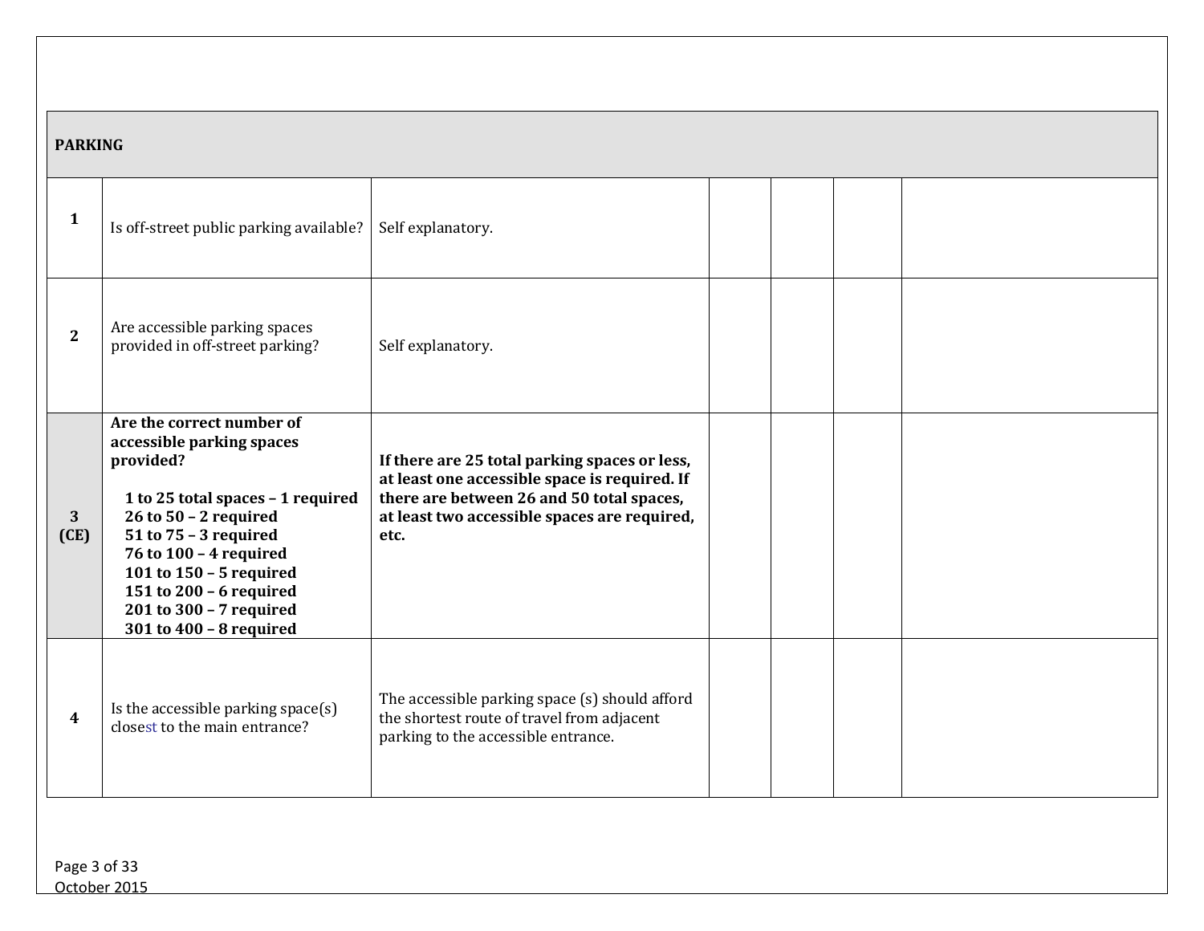| PARKING | | | | | | |
|---|---|---|---|---|---|---|
| **1** | Is off-street public parking available? | Self explanatory. | | | | |
| **2** | Are accessible parking spaces provided in off-street parking? | Self explanatory. | | | | |
| **3 (CE)** | **Are the correct number of accessible parking spaces provided?**<br><br>**1 to 25 total spaces – 1 required**<br>**26 to 50 – 2 required**<br>**51 to 75 – 3 required**<br>**76 to 100 – 4 required**<br>**101 to 150 – 5 required**<br>**151 to 200 – 6 required**<br>**201 to 300 – 7 required**<br>**301 to 400 – 8 required** | **If there are 25 total parking spaces or less, at least one accessible space is required. If there are between 26 and 50 total spaces, at least two accessible spaces are required, etc.** | | | | |
| **4** | Is the accessible parking space(s) closest to the main entrance? | The accessible parking space (s) should afford the shortest route of travel from adjacent parking to the accessible entrance. | | | | |

October 2015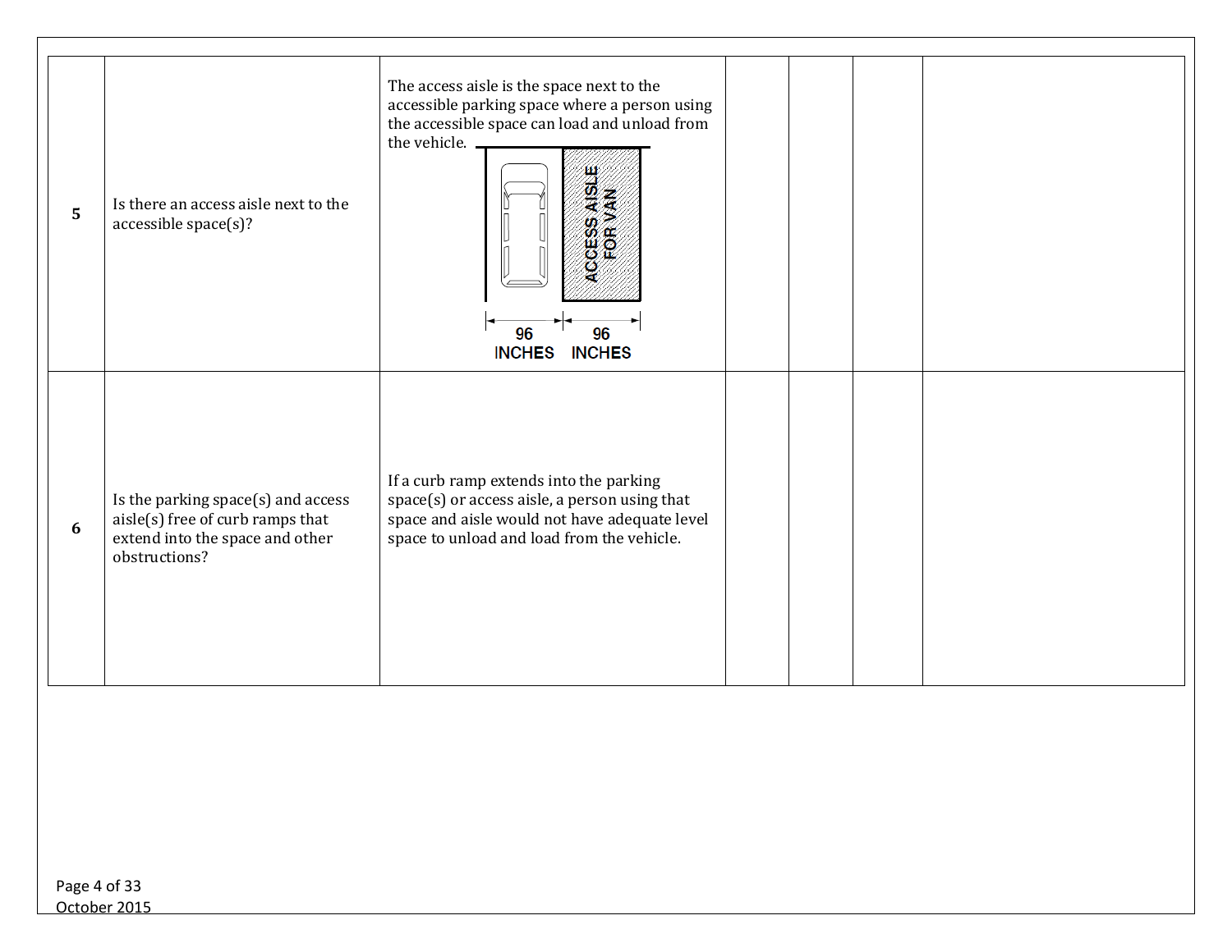| | | | | | | |
|---|---|---|---|---|---|---|
| 5 | Is there an access aisle next to the accessible space(s)? | The access aisle is the space next to the accessible parking space where a person using the accessible space can load and unload from the vehicle. ACCESS AISLE FOR VAN 96 INCHES 96 INCHES | | | | |
| 6 | Is the parking space(s) and access aisle(s) free of curb ramps that extend into the space and other obstructions? | If a curb ramp extends into the parking space(s) or access aisle, a person using that space and aisle would not have adequate level space to unload and load from the vehicle. | | | | |

October 2015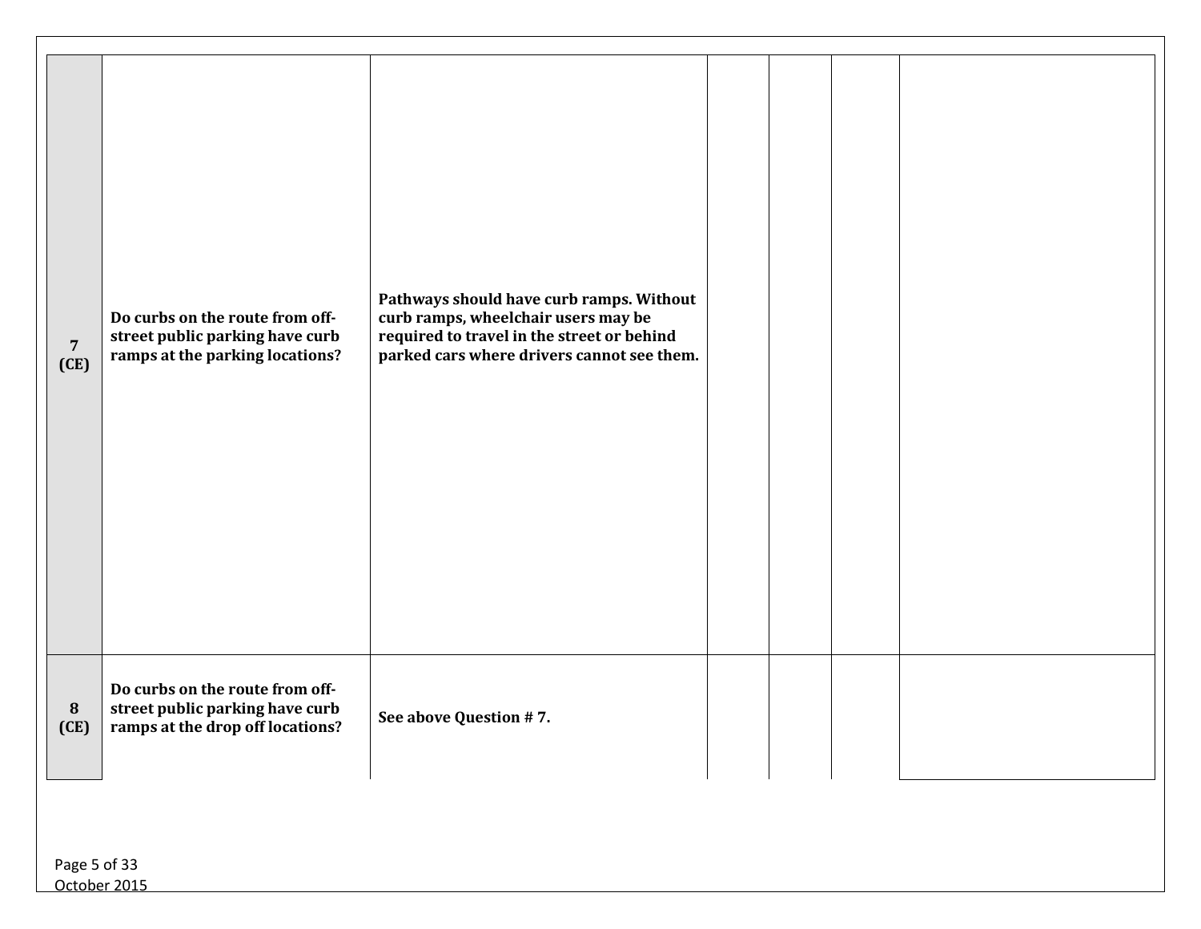| | | | | | | |
|---|---|---|---|---|---|---|
| **7 (CE)** | **Do curbs on the route from off-street public parking have curb ramps at the parking locations?** | **Pathways should have curb ramps. Without curb ramps, wheelchair users may be required to travel in the street or behind parked cars where drivers cannot see them.** | | | | |
| **8 (CE)** | **Do curbs on the route from off-street public parking have curb ramps at the drop off locations?** | **See above Question # 7.** | | | | |

October 2015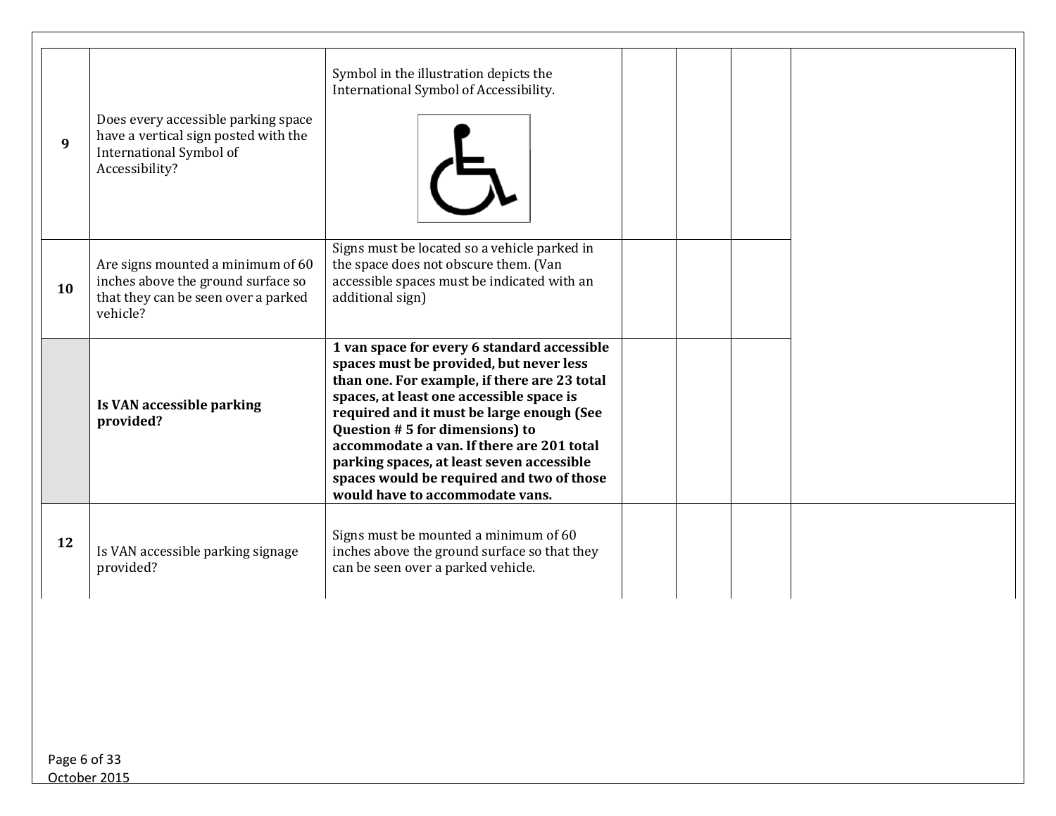| | | | | | | |
|---|---|---|---|---|---|---|
| **9** | Does every accessible parking space have a vertical sign posted with the International Symbol of Accessibility? | Symbol in the illustration depicts the International Symbol of Accessibility. | | | | |
| **10** | Are signs mounted a minimum of 60 inches above the ground surface so that they can be seen over a parked vehicle? | Signs must be located so a vehicle parked in the space does not obscure them. (Van accessible spaces must be indicated with an additional sign) | | | | |
| | **Is VAN accessible parking provided?** | **1 van space for every 6 standard accessible spaces must be provided, but never less than one. For example, if there are 23 total spaces, at least one accessible space is required and it must be large enough (See Question # 5 for dimensions) to accommodate a van. If there are 201 total parking spaces, at least seven accessible spaces would be required and two of those would have to accommodate vans.** | | | | |
| **12** | Is VAN accessible parking signage provided? | Signs must be mounted a minimum of 60 inches above the ground surface so that they can be seen over a parked vehicle. | | | | |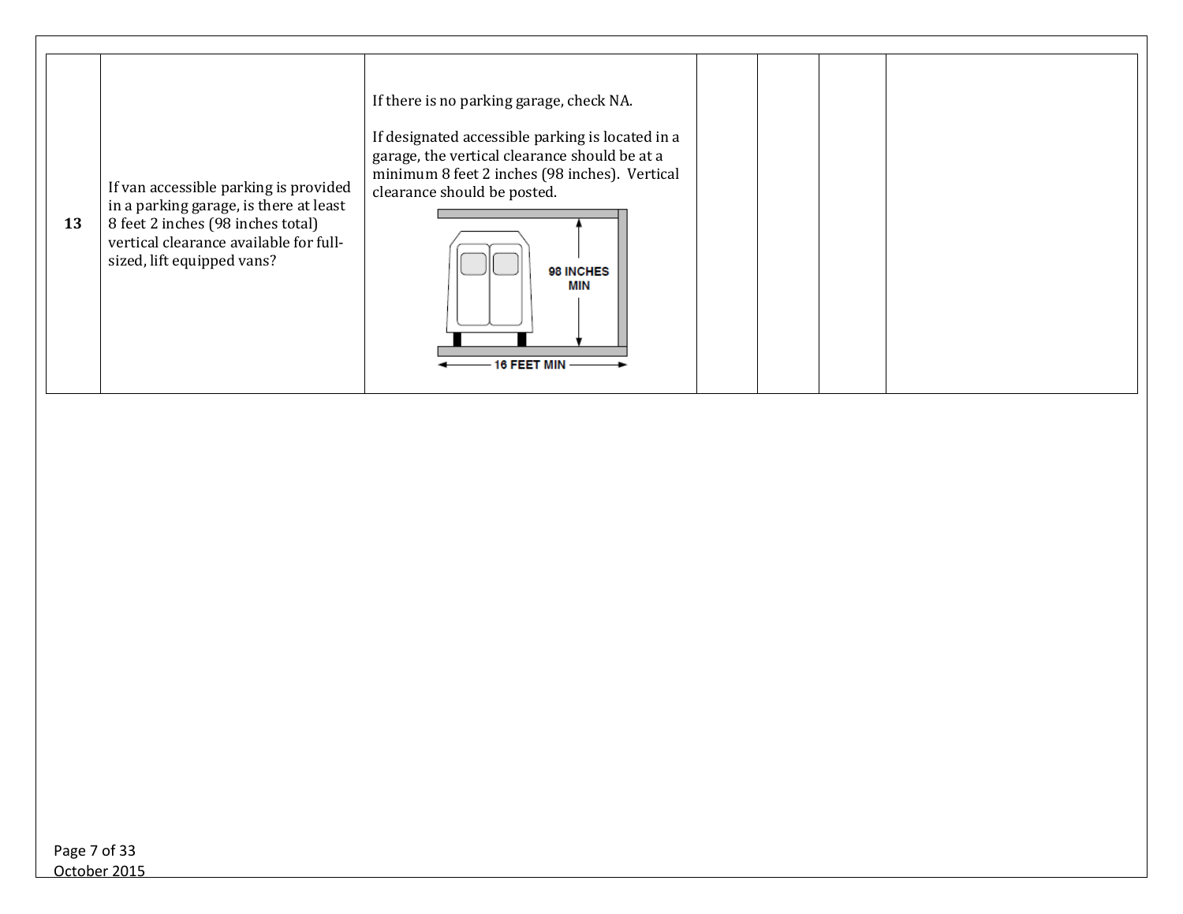| 13 | If van accessible parking is provided in a parking garage, is there at least 8 feet 2 inches (98 inches total) vertical clearance available for full-sized, lift equipped vans? | If there is no parking garage, check NA.<br><br>If designated accessible parking is located in a garage, the vertical clearance should be at a minimum 8 feet 2 inches (98 inches). Vertical clearance should be posted.<br><br>98 INCHES MIN<br>16 FEET MIN | | | | |
|---|---|---|---|---|---|---|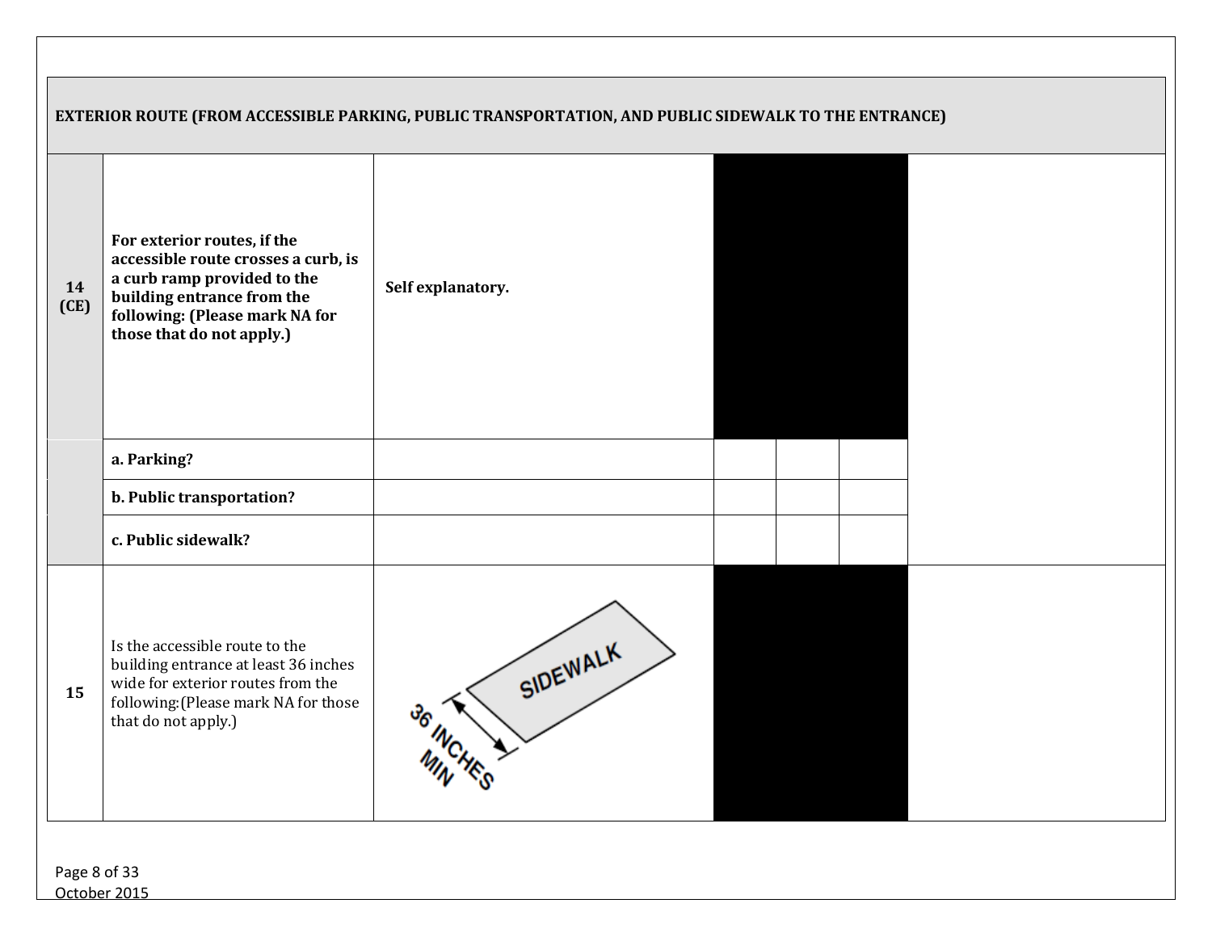| EXTERIOR ROUTE (FROM ACCESSIBLE PARKING, PUBLIC TRANSPORTATION, AND PUBLIC SIDEWALK TO THE ENTRANCE) | | | | | | |
|---|---|---|---|---|---|---|
| **14 (CE)** | **For exterior routes, if the accessible route crosses a curb, is a curb ramp provided to the building entrance from the following: (Please mark NA for those that do not apply.)** | **Self explanatory.** | | | | |
| | **a. Parking?** | | | | | |
| | **b. Public transportation?** | | | | | |
| | **c. Public sidewalk?** | | | | | |
| **15** | Is the accessible route to the building entrance at least 36 inches wide for exterior routes from the following: (Please mark NA for those that do not apply.) | SIDEWALK 36 INCHES MIN | | | | |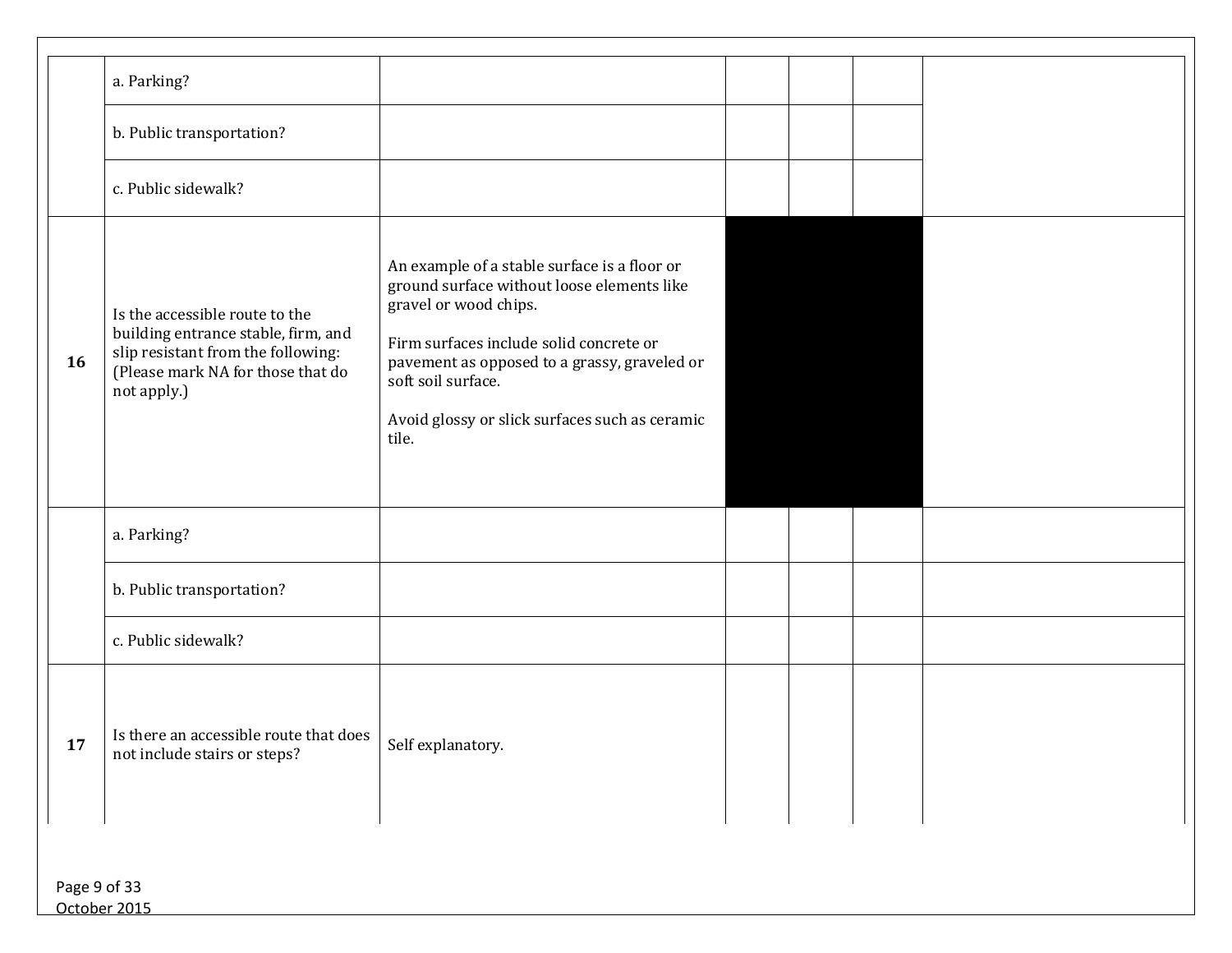|  |  |  |  |  |  |  |
|---|---|---|---|---|---|---|
|  | a. Parking? |  |  |  |  |  |
|  | b. Public transportation? |  |  |  |  |  |
|  | c. Public sidewalk? |  |  |  |  |  |
| **16** | Is the accessible route to the building entrance stable, firm, and slip resistant from the following: (Please mark NA for those that do not apply.) | An example of a stable surface is a floor or ground surface without loose elements like gravel or wood chips.<br><br>Firm surfaces include solid concrete or pavement as opposed to a grassy, graveled or soft soil surface.<br><br>Avoid glossy or slick surfaces such as ceramic tile. |  |  |  |  |
|  | a. Parking? |  |  |  |  |  |
|  | b. Public transportation? |  |  |  |  |  |
|  | c. Public sidewalk? |  |  |  |  |  |
| **17** | Is there an accessible route that does not include stairs or steps? | Self explanatory. |  |  |  |  |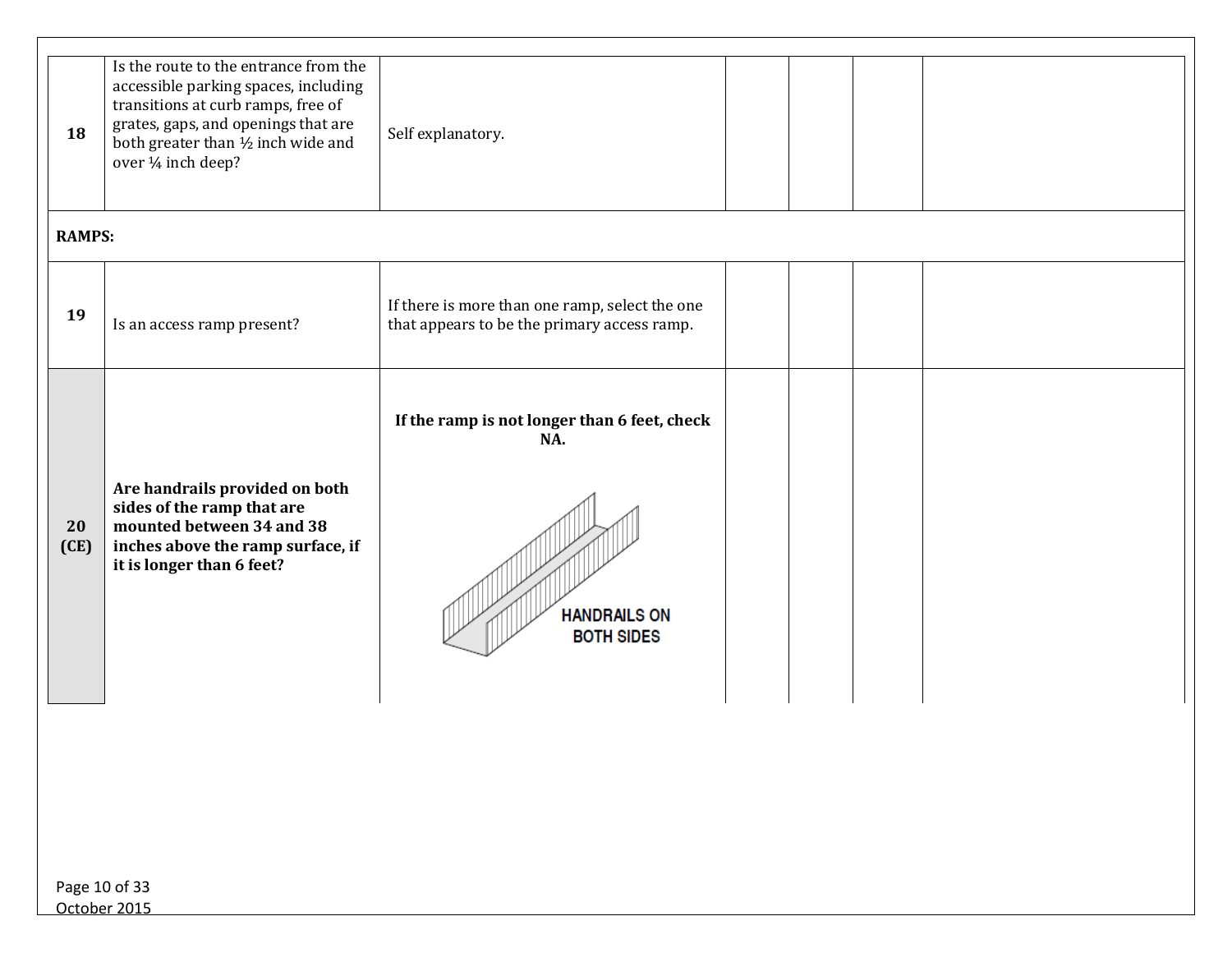| | | | | | | |
|---|---|---|---|---|---|---|
| **18** | Is the route to the entrance from the accessible parking spaces, including transitions at curb ramps, free of grates, gaps, and openings that are both greater than ½ inch wide and over ¼ inch deep? | Self explanatory. | | | | |
| **RAMPS:** | | | | | | |
| **19** | Is an access ramp present? | If there is more than one ramp, select the one that appears to be the primary access ramp. | | | | |
| **20 (CE)** | **Are handrails provided on both sides of the ramp that are mounted between 34 and 38 inches above the ramp surface, if it is longer than 6 feet?** | **If the ramp is not longer than 6 feet, check NA.** HANDRAILS ON BOTH SIDES | | | | |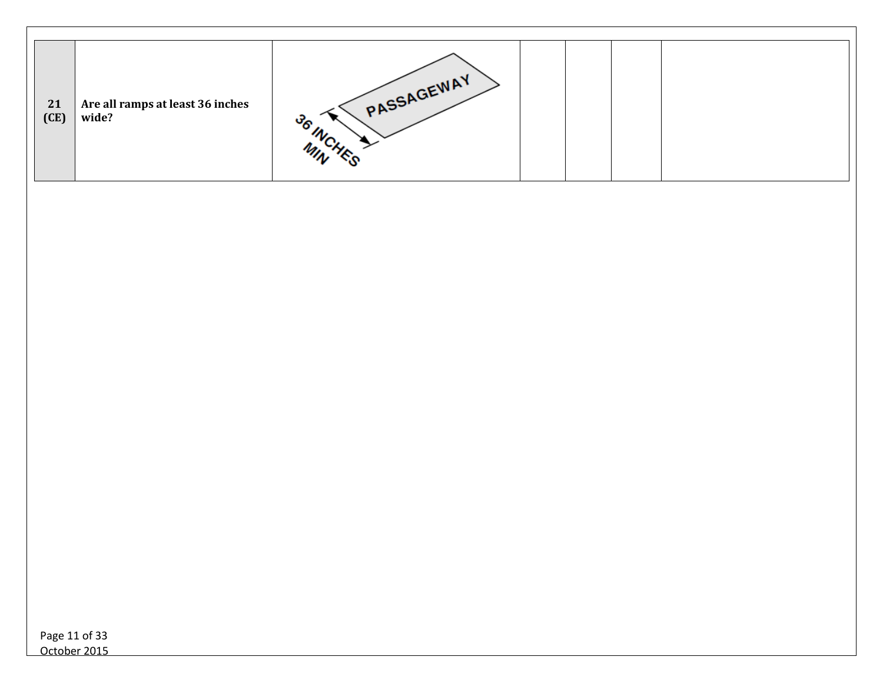| 21 (CE) | **Are all ramps at least 36 inches wide?** | PASSAGEWAY 36 INCHES MIN | | | | |
|---|---|---|---|---|---|---|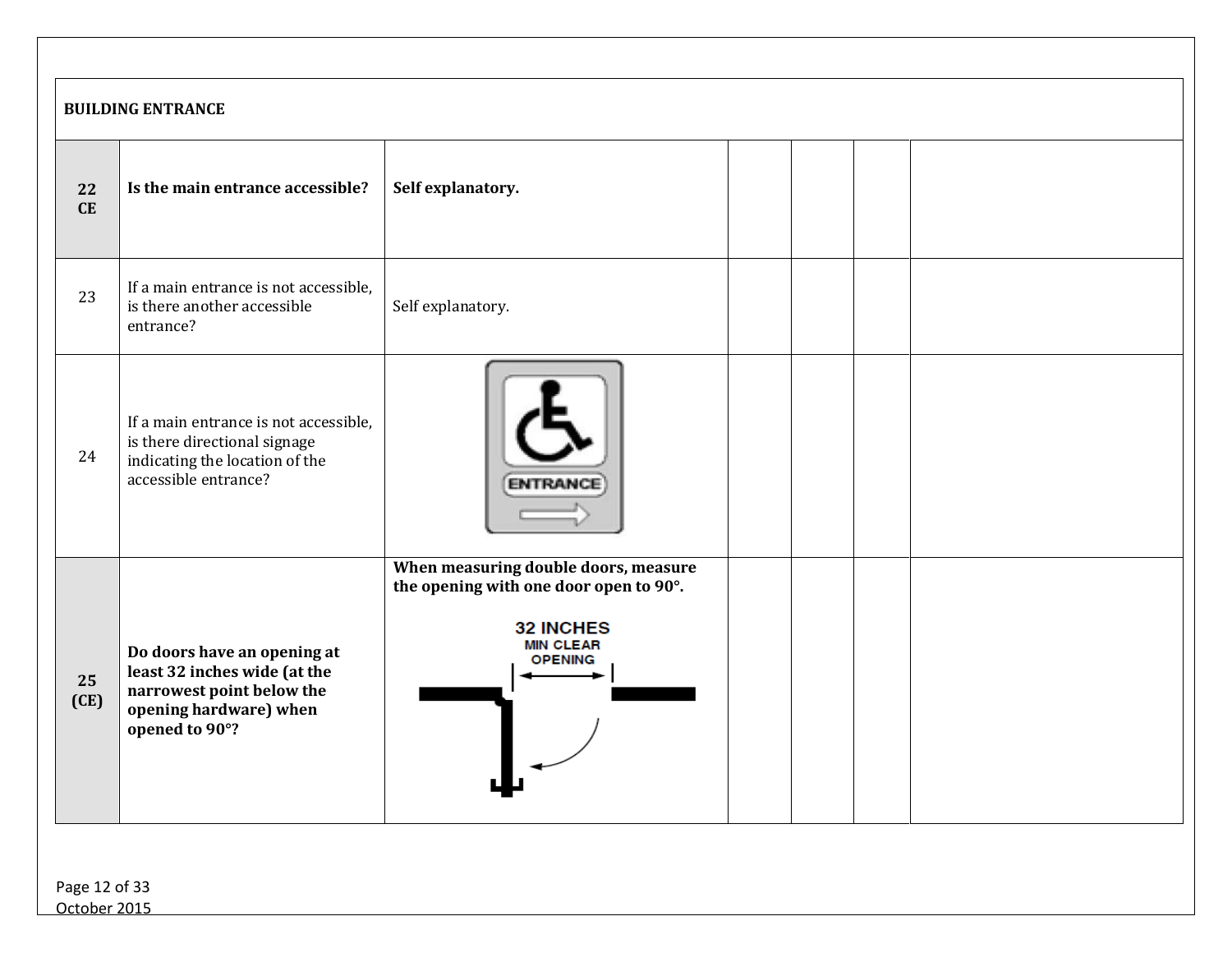| BUILDING ENTRANCE | | | | | | |
|---|---|---|---|---|---|---|
| **22 CE** | **Is the main entrance accessible?** | **Self explanatory.** | | | | |
| 23 | If a main entrance is not accessible, is there another accessible entrance? | Self explanatory. | | | | |
| 24 | If a main entrance is not accessible, is there directional signage indicating the location of the accessible entrance? | ENTRANCE | | | | |
| **25 (CE)** | **Do doors have an opening at least 32 inches wide (at the narrowest point below the opening hardware) when opened to 90°?** | **When measuring double doors, measure the opening with one door open to 90°.** 32 INCHES MIN CLEAR OPENING | | | | |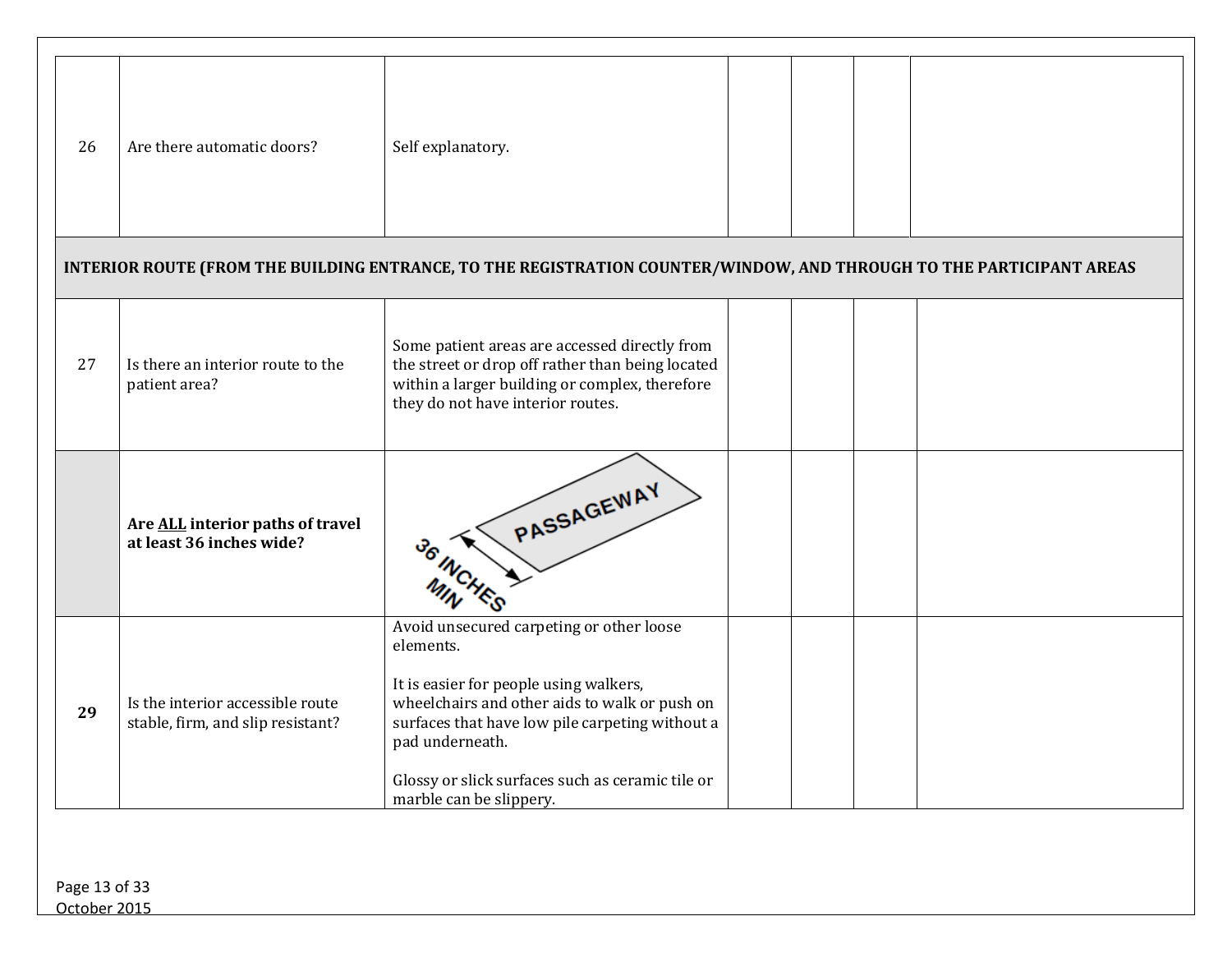| | | | | | | |
|---|---|---|---|---|---|---|
| 26 | Are there automatic doors? | Self explanatory. | | | | |
| **INTERIOR ROUTE (FROM THE BUILDING ENTRANCE, TO THE REGISTRATION COUNTER/WINDOW, AND THROUGH TO THE PARTICIPANT AREAS** | | | | | | |
| 27 | Is there an interior route to the patient area? | Some patient areas are accessed directly from the street or drop off rather than being located within a larger building or complex, therefore they do not have interior routes. | | | | |
| | **Are ALL interior paths of travel at least 36 inches wide?** | PASSAGEWAY 36 INCHES MIN | | | | |
| **29** | Is the interior accessible route stable, firm, and slip resistant? | Avoid unsecured carpeting or other loose elements.<br><br>It is easier for people using walkers, wheelchairs and other aids to walk or push on surfaces that have low pile carpeting without a pad underneath.<br><br>Glossy or slick surfaces such as ceramic tile or marble can be slippery. | | | | |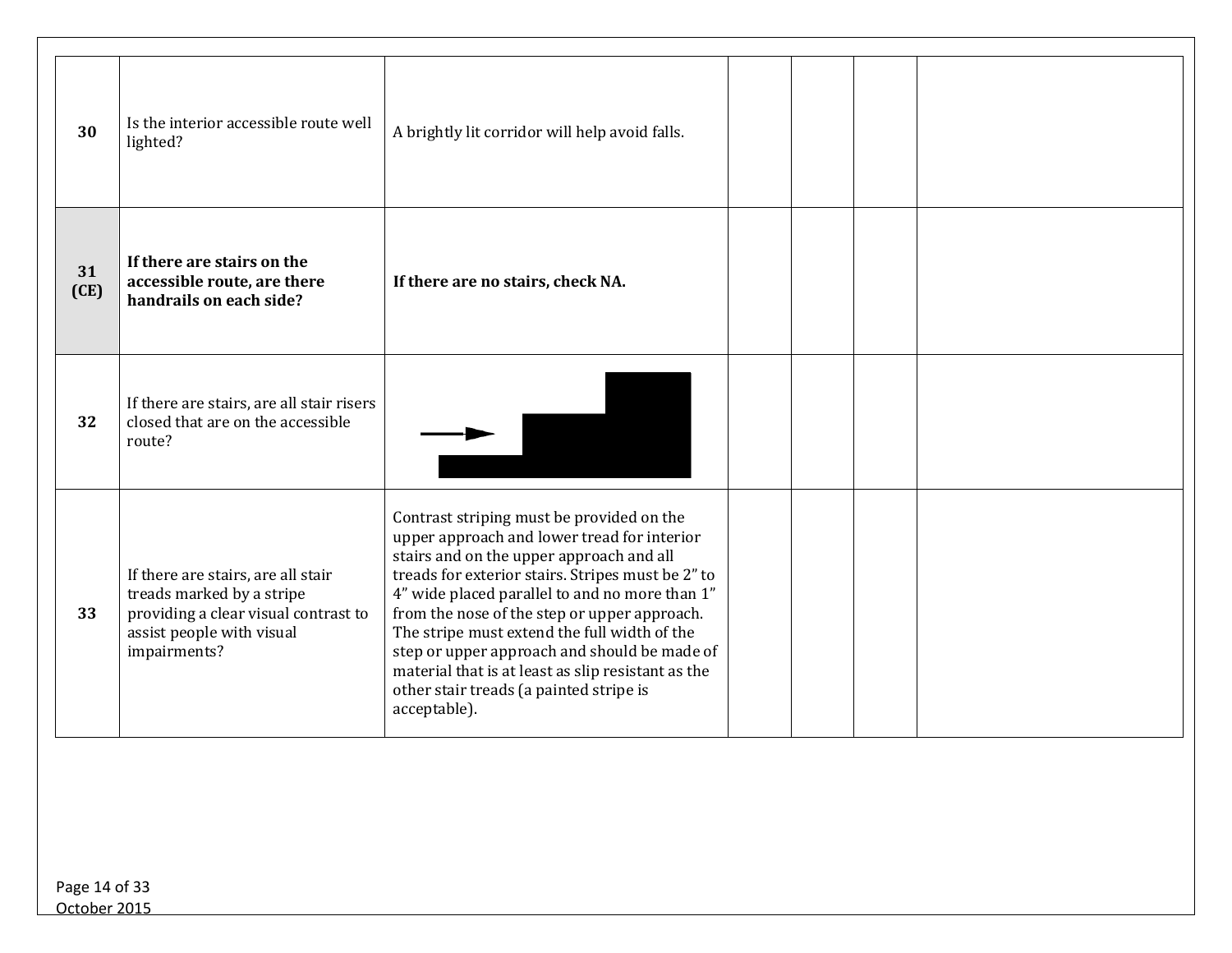| | | | | | | |
|---|---|---|---|---|---|---|
| **30** | Is the interior accessible route well lighted? | A brightly lit corridor will help avoid falls. | | | | |
| **31 (CE)** | **If there are stairs on the accessible route, are there handrails on each side?** | **If there are no stairs, check NA.** | | | | |
| **32** | If there are stairs, are all stair risers closed that are on the accessible route? | | | | | |
| **33** | If there are stairs, are all stair treads marked by a stripe providing a clear visual contrast to assist people with visual impairments? | Contrast striping must be provided on the upper approach and lower tread for interior stairs and on the upper approach and all treads for exterior stairs. Stripes must be 2" to 4" wide placed parallel to and no more than 1" from the nose of the step or upper approach. The stripe must extend the full width of the step or upper approach and should be made of material that is at least as slip resistant as the other stair treads (a painted stripe is acceptable). | | | | |

October 2015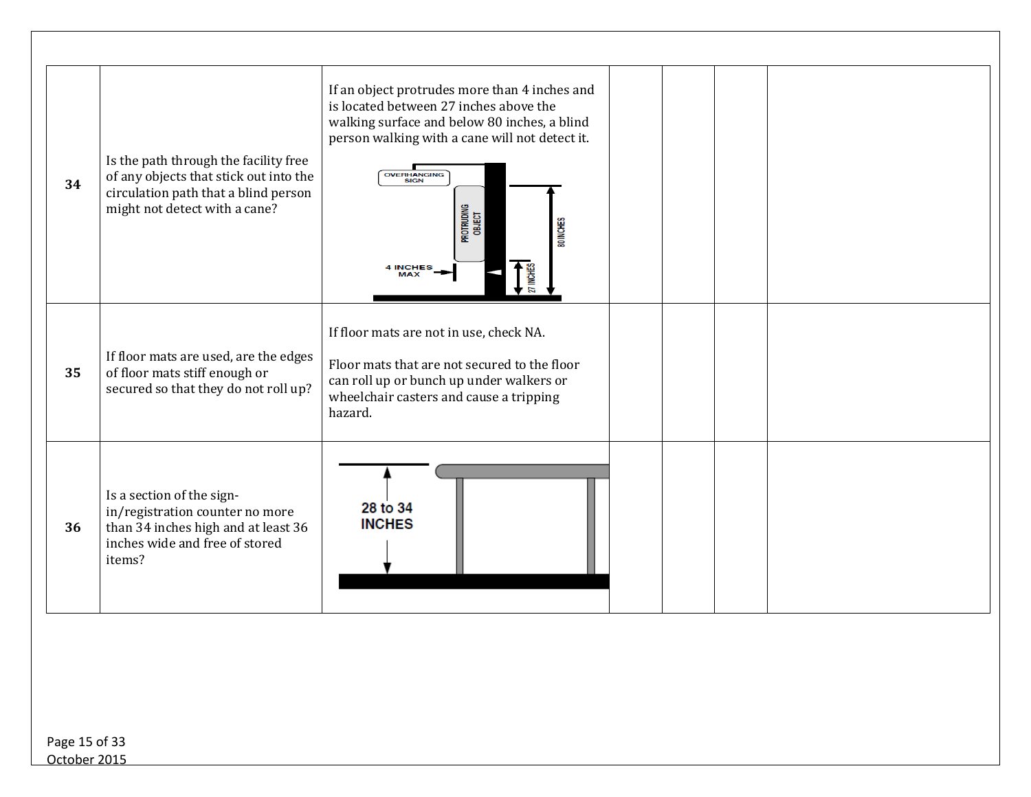| | | | | | | |
|---|---|---|---|---|---|---|
| **34** | Is the path through the facility free of any objects that stick out into the circulation path that a blind person might not detect with a cane? | If an object protrudes more than 4 inches and is located between 27 inches above the walking surface and below 80 inches, a blind person walking with a cane will not detect it. | | | | |
| **35** | If floor mats are used, are the edges of floor mats stiff enough or secured so that they do not roll up? | If floor mats are not in use, check NA.<br><br>Floor mats that are not secured to the floor can roll up or bunch up under walkers or wheelchair casters and cause a tripping hazard. | | | | |
| **36** | Is a section of the sign-in/registration counter no more than 34 inches high and at least 36 inches wide and free of stored items? | | | | | |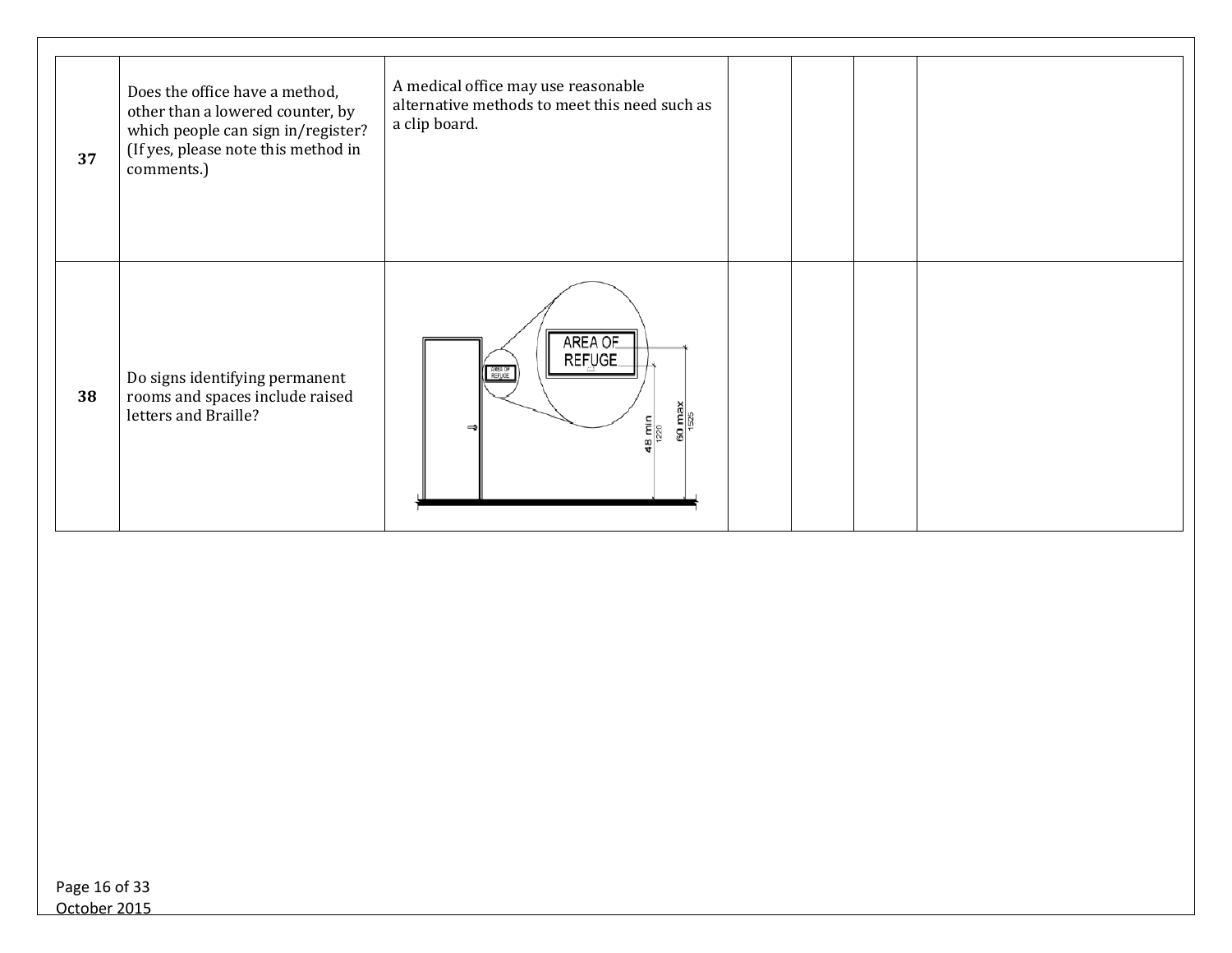| | | | | | | |
|---|---|---|---|---|---|---|
| **37** | Does the office have a method, other than a lowered counter, by which people can sign in/register? (If yes, please note this method in comments.) | A medical office may use reasonable alternative methods to meet this need such as a clip board. | | | | |
| **38** | Do signs identifying permanent rooms and spaces include raised letters and Braille? | AREA OF REFUGE; 48 min 1220; 60 max 1525 | | | | |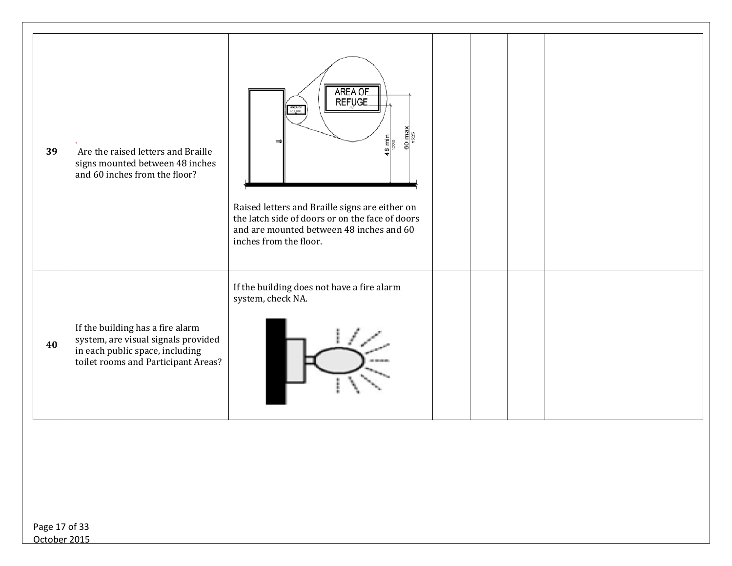| 39 | Are the raised letters and Braille signs mounted between 48 inches and 60 inches from the floor? | AREA OF REFUGE 48 min 1220 60 max 1525 Raised letters and Braille signs are either on the latch side of doors or on the face of doors and are mounted between 48 inches and 60 inches from the floor. | | | | |
|---|---|---|---|---|---|---|
| 40 | If the building has a fire alarm system, are visual signals provided in each public space, including toilet rooms and Participant Areas? | If the building does not have a fire alarm system, check NA. | | | | |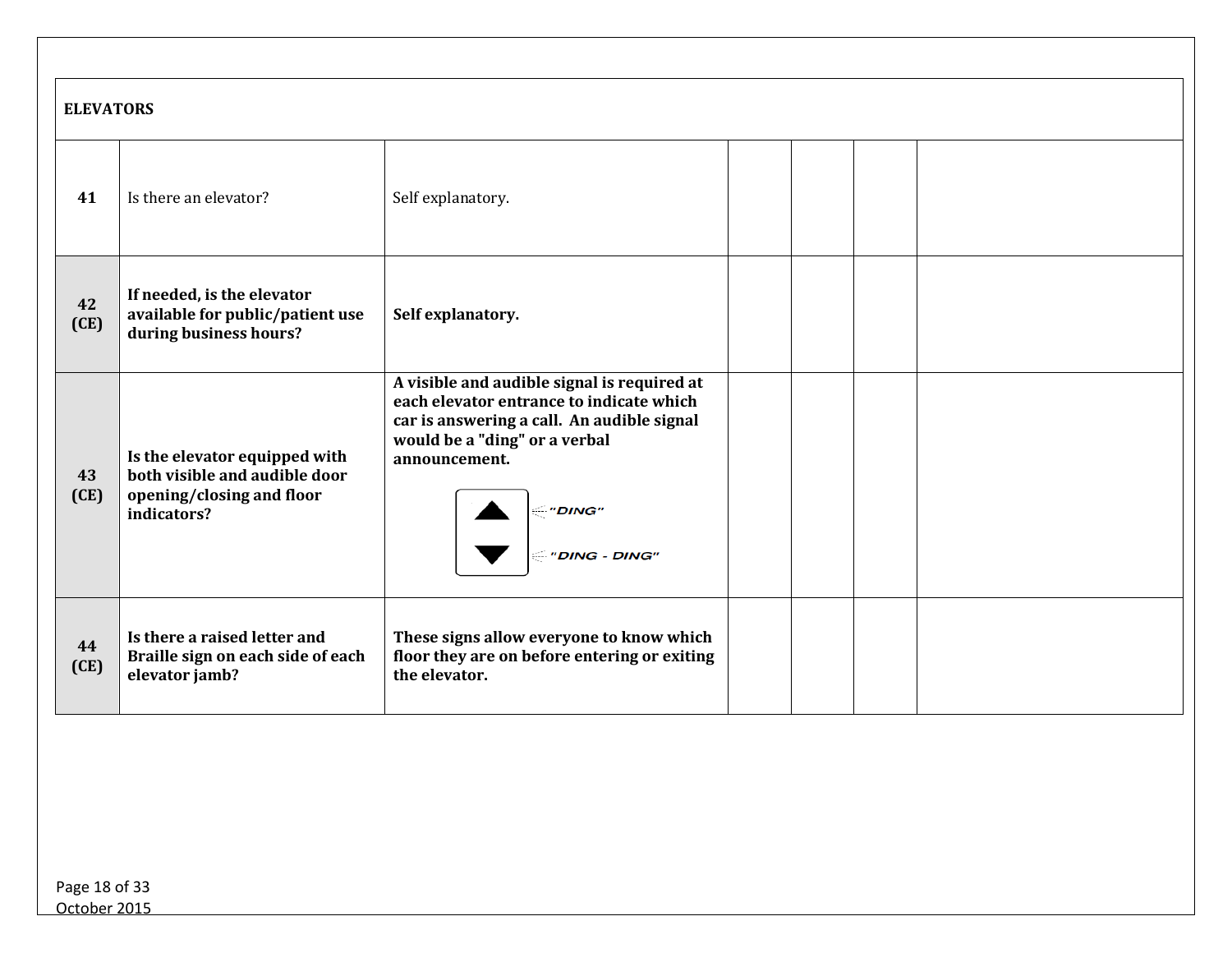| ELEVATORS | | | | | | |
|---|---|---|---|---|---|---|
| **41** | Is there an elevator? | Self explanatory. | | | | |
| **42 (CE)** | **If needed, is the elevator available for public/patient use during business hours?** | **Self explanatory.** | | | | |
| **43 (CE)** | **Is the elevator equipped with both visible and audible door opening/closing and floor indicators?** | **A visible and audible signal is required at each elevator entrance to indicate which car is answering a call. An audible signal would be a "ding" or a verbal announcement.** "DING" "DING - DING" | | | | |
| **44 (CE)** | **Is there a raised letter and Braille sign on each side of each elevator jamb?** | **These signs allow everyone to know which floor they are on before entering or exiting the elevator.** | | | | |

October 2015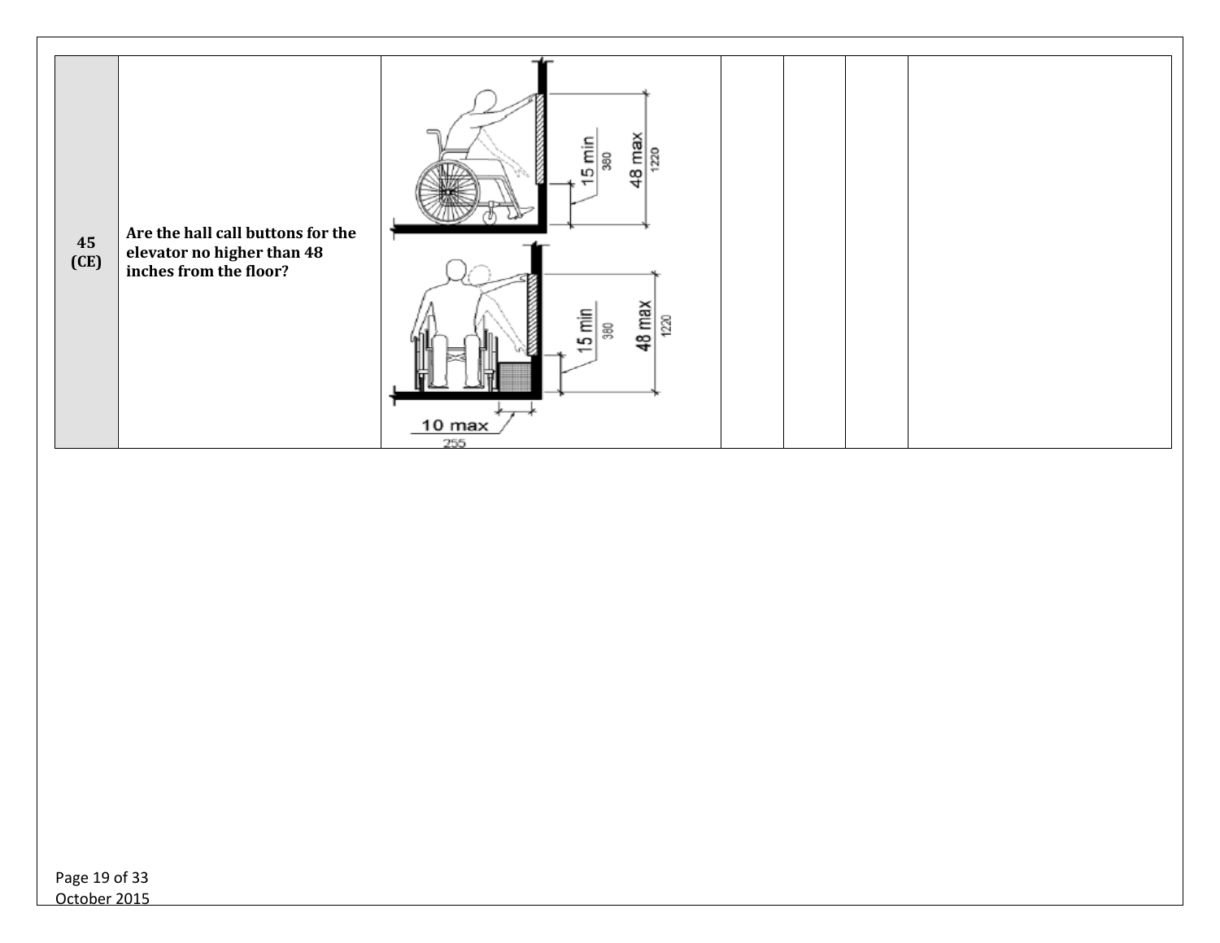| | | | | | | |
|---|---|---|---|---|---|---|
| **45 (CE)** | **Are the hall call buttons for the elevator no higher than 48 inches from the floor?** | 15 min 380; 48 max 1220; 15 min 380; 48 max 1220; 10 max 255 | | | | |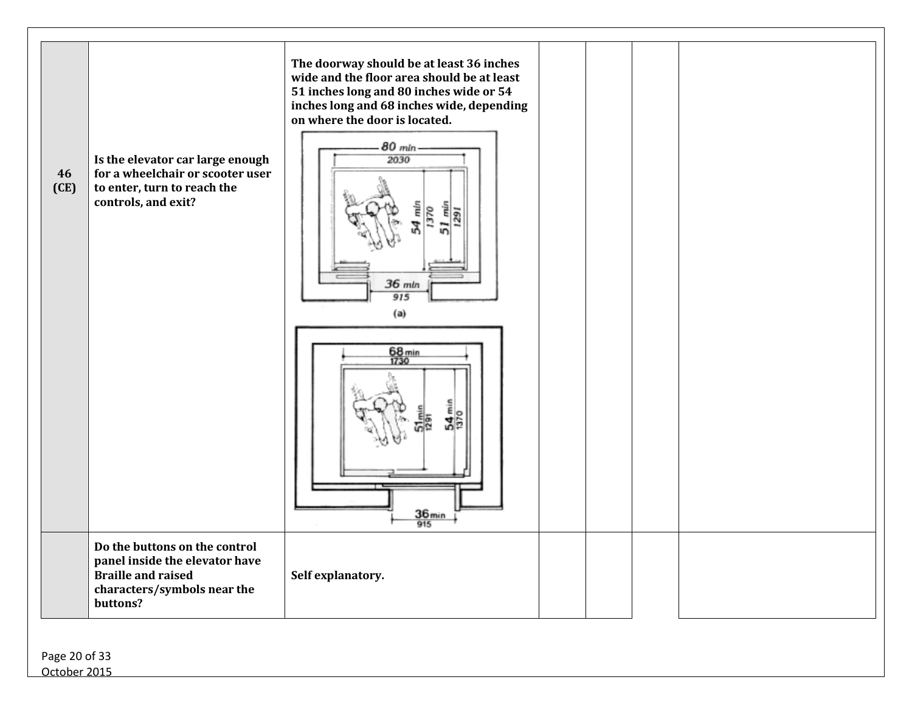| | | | | | | |
|---|---|---|---|---|---|---|
| **46 (CE)** | **Is the elevator car large enough for a wheelchair or scooter user to enter, turn to reach the controls, and exit?** | **The doorway should be at least 36 inches wide and the floor area should be at least 51 inches long and 80 inches wide or 54 inches long and 68 inches wide, depending on where the door is located.** | | | | |
| | **Do the buttons on the control panel inside the elevator have Braille and raised characters/symbols near the buttons?** | **Self explanatory.** | | | | |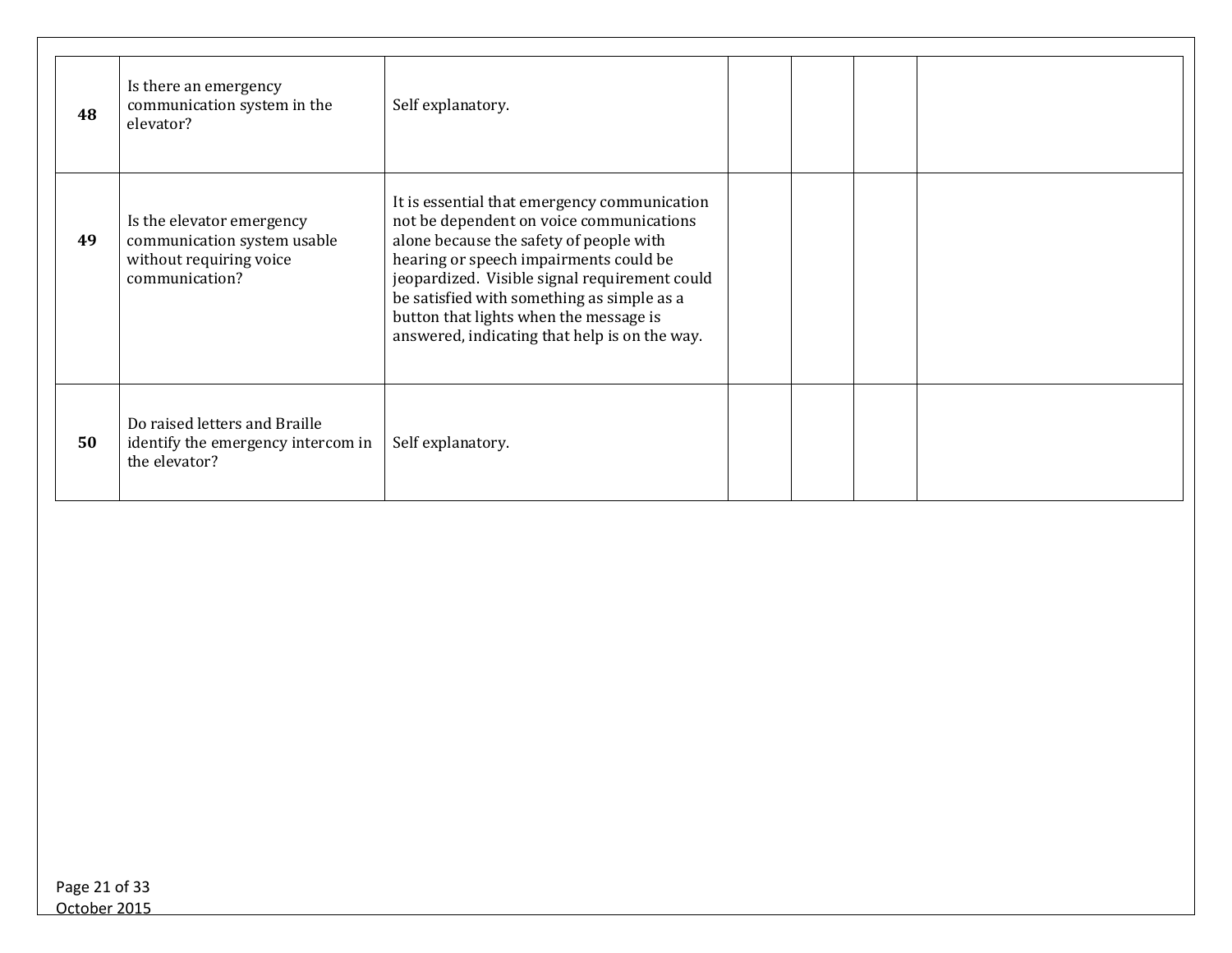| | | | | | | |
|---|---|---|---|---|---|---|
| **48** | Is there an emergency communication system in the elevator? | Self explanatory. | | | | |
| **49** | Is the elevator emergency communication system usable without requiring voice communication? | It is essential that emergency communication not be dependent on voice communications alone because the safety of people with hearing or speech impairments could be jeopardized. Visible signal requirement could be satisfied with something as simple as a button that lights when the message is answered, indicating that help is on the way. | | | | |
| **50** | Do raised letters and Braille identify the emergency intercom in the elevator? | Self explanatory. | | | | |

October 2015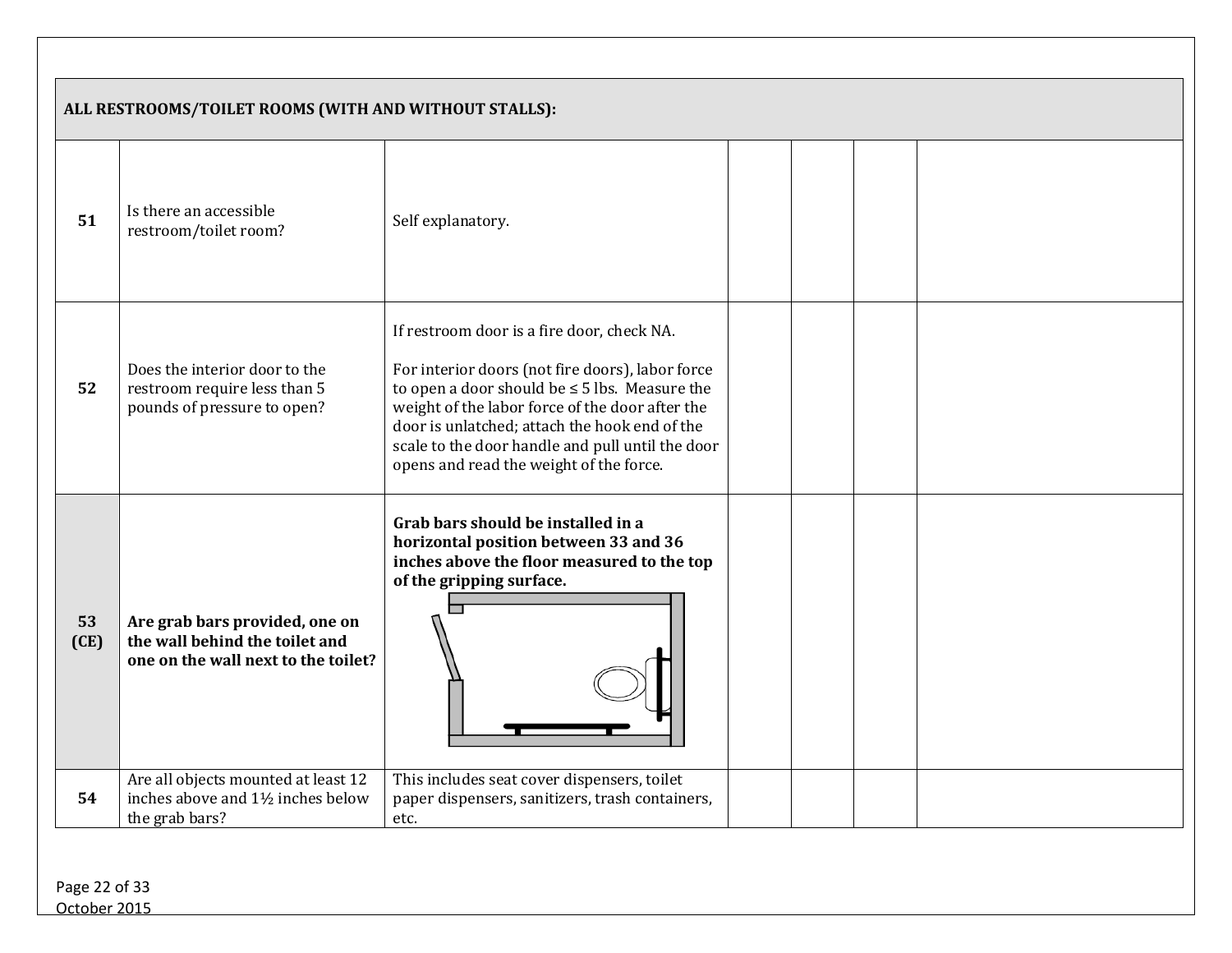| ALL RESTROOMS/TOILET ROOMS (WITH AND WITHOUT STALLS): | | | | | | |
|---|---|---|---|---|---|---|
| **51** | Is there an accessible restroom/toilet room? | Self explanatory. | | | | |
| **52** | Does the interior door to the restroom require less than 5 pounds of pressure to open? | If restroom door is a fire door, check NA.<br><br>For interior doors (not fire doors), labor force to open a door should be ≤ 5 lbs. Measure the weight of the labor force of the door after the door is unlatched; attach the hook end of the scale to the door handle and pull until the door opens and read the weight of the force. | | | | |
| **53 (CE)** | **Are grab bars provided, one on the wall behind the toilet and one on the wall next to the toilet?** | **Grab bars should be installed in a horizontal position between 33 and 36 inches above the floor measured to the top of the gripping surface.** | | | | |
| **54** | Are all objects mounted at least 12 inches above and 1½ inches below the grab bars? | This includes seat cover dispensers, toilet paper dispensers, sanitizers, trash containers, etc. | | | | |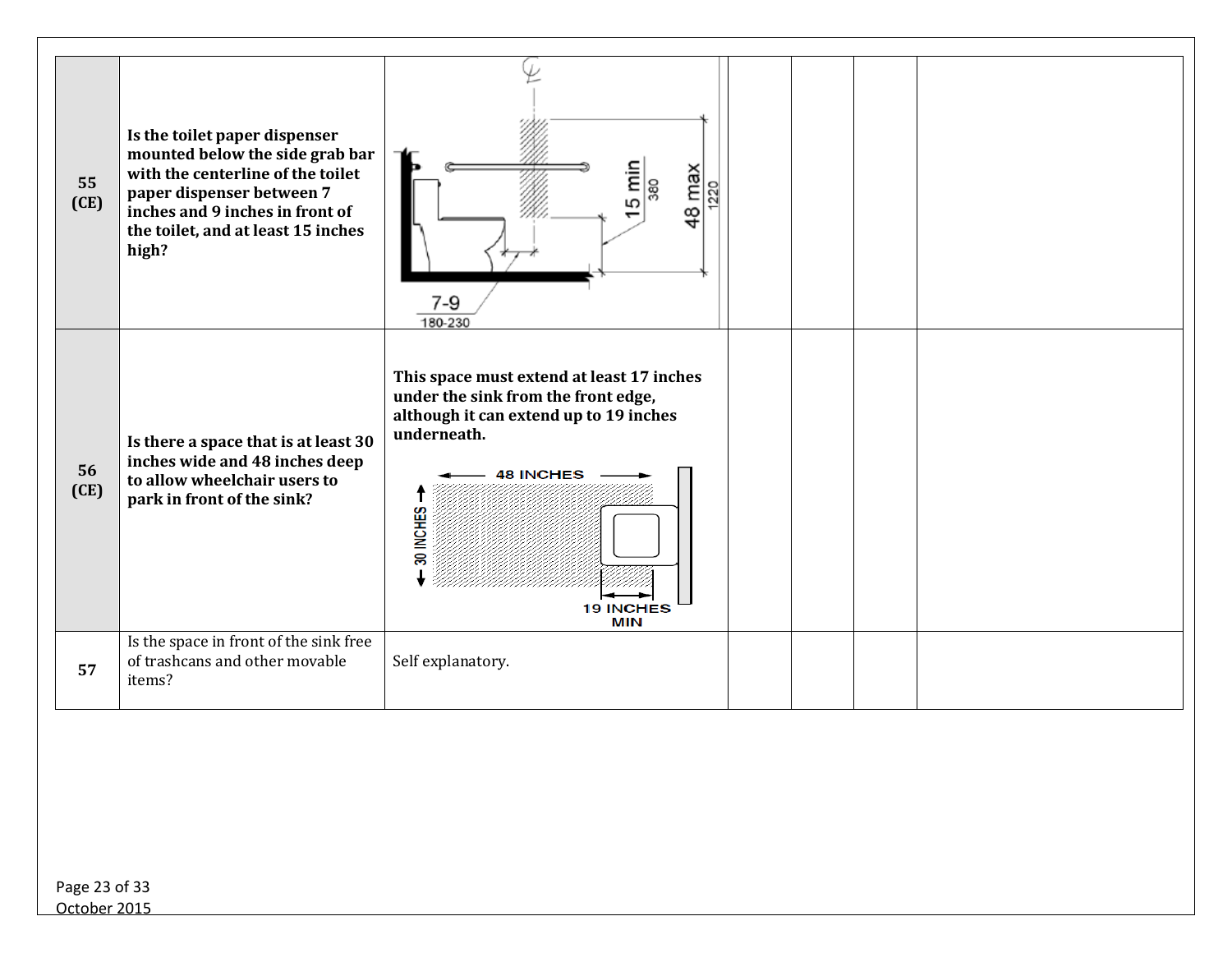| | | | | | | |
|---|---|---|---|---|---|---|
| **55 (CE)** | **Is the toilet paper dispenser mounted below the side grab bar with the centerline of the toilet paper dispenser between 7 inches and 9 inches in front of the toilet, and at least 15 inches high?** | | | | | |
| **56 (CE)** | **Is there a space that is at least 30 inches wide and 48 inches deep to allow wheelchair users to park in front of the sink?** | **This space must extend at least 17 inches under the sink from the front edge, although it can extend up to 19 inches underneath.** | | | | |
| 57 | Is the space in front of the sink free of trashcans and other movable items? | Self explanatory. | | | | |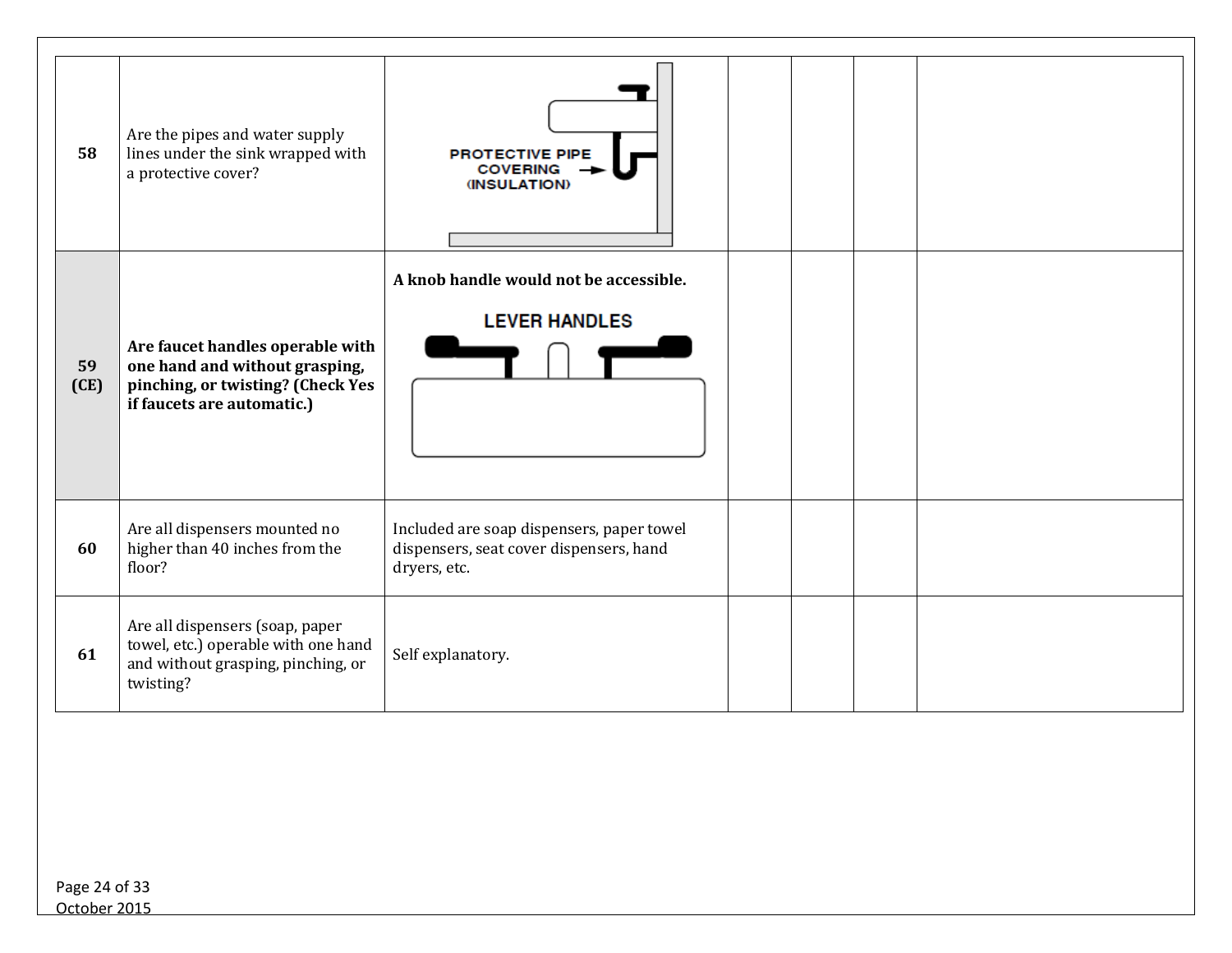| | | | | | | |
|---|---|---|---|---|---|---|
| **58** | Are the pipes and water supply lines under the sink wrapped with a protective cover? | PROTECTIVE PIPE COVERING (INSULATION) | | | | |
| **59 (CE)** | **Are faucet handles operable with one hand and without grasping, pinching, or twisting? (Check Yes if faucets are automatic.)** | **A knob handle would not be accessible.** LEVER HANDLES | | | | |
| **60** | Are all dispensers mounted no higher than 40 inches from the floor? | Included are soap dispensers, paper towel dispensers, seat cover dispensers, hand dryers, etc. | | | | |
| **61** | Are all dispensers (soap, paper towel, etc.) operable with one hand and without grasping, pinching, or twisting? | Self explanatory. | | | | |

October 2015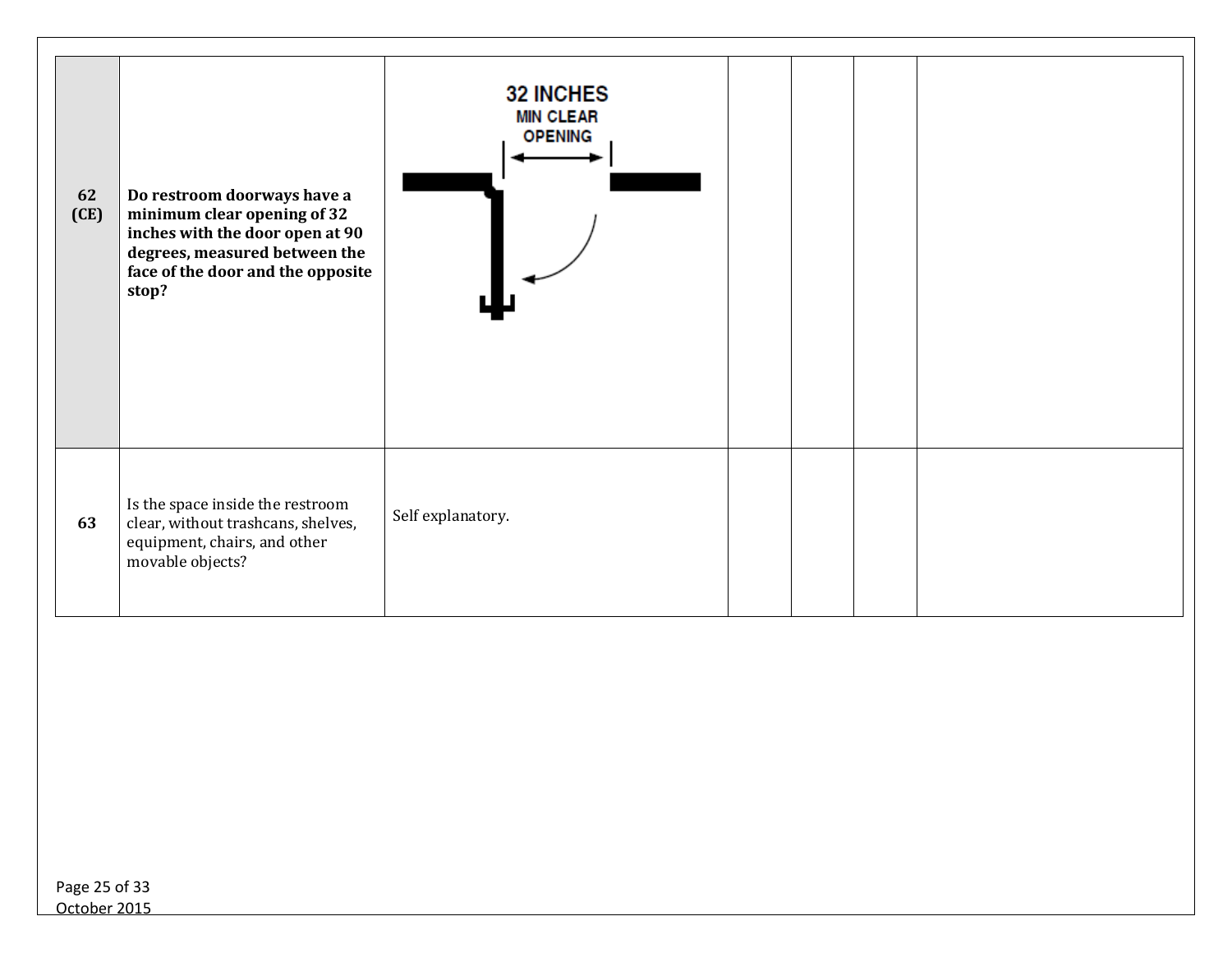| | | | | | | |
|---|---|---|---|---|---|---|
| **62 (CE)** | **Do restroom doorways have a minimum clear opening of 32 inches with the door open at 90 degrees, measured between the face of the door and the opposite stop?** | 32 INCHES MIN CLEAR OPENING | | | | |
| **63** | Is the space inside the restroom clear, without trashcans, shelves, equipment, chairs, and other movable objects? | Self explanatory. | | | | |

October 2015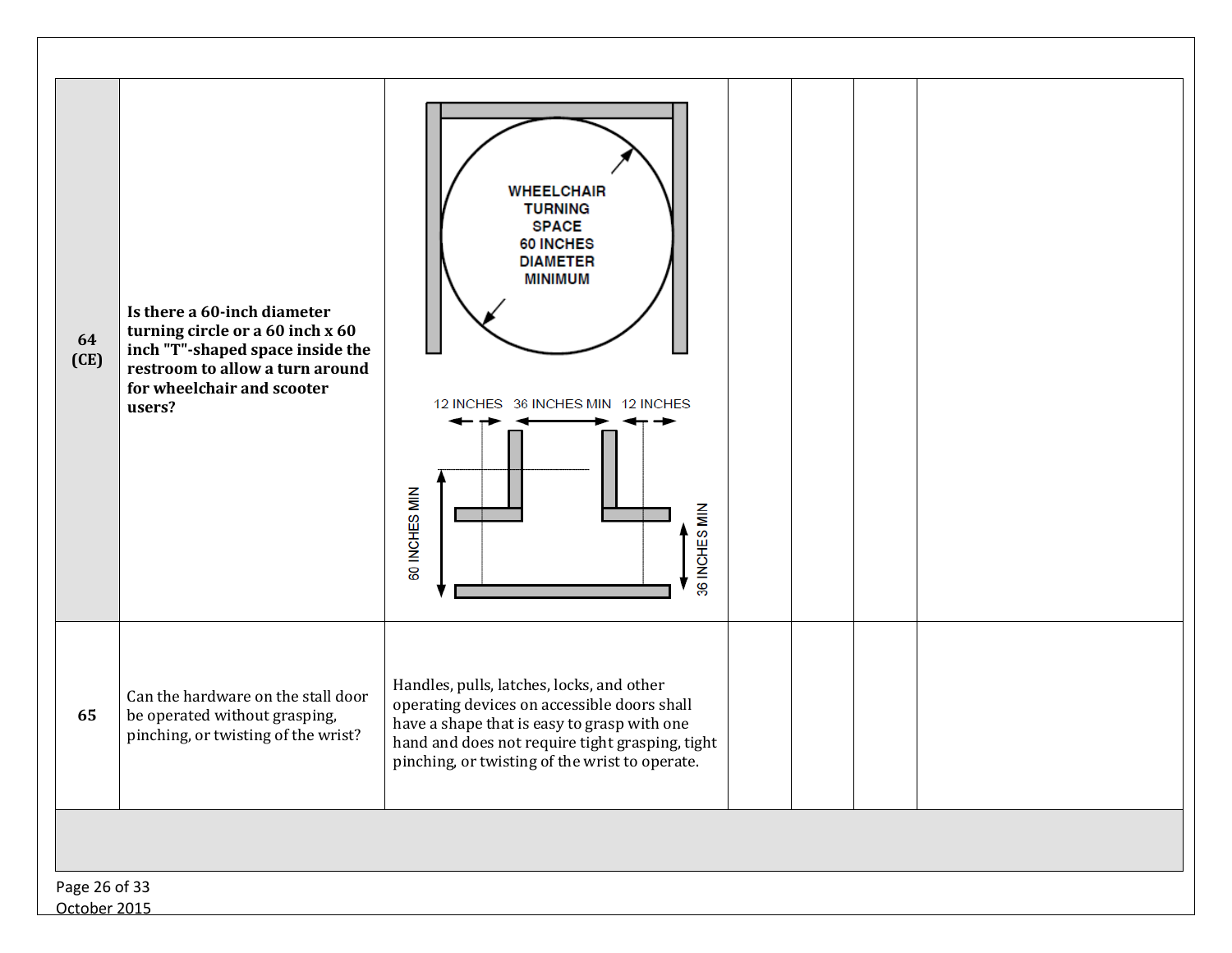| | | | | | | |
|---|---|---|---|---|---|---|
| **64 (CE)** | **Is there a 60-inch diameter turning circle or a 60 inch x 60 inch "T"-shaped space inside the restroom to allow a turn around for wheelchair and scooter users?** | WHEELCHAIR TURNING SPACE 60 INCHES DIAMETER MINIMUM<br>12 INCHES 36 INCHES MIN 12 INCHES<br>60 INCHES MIN<br>36 INCHES MIN | | | | |
| **65** | Can the hardware on the stall door be operated without grasping, pinching, or twisting of the wrist? | Handles, pulls, latches, locks, and other operating devices on accessible doors shall have a shape that is easy to grasp with one hand and does not require tight grasping, tight pinching, or twisting of the wrist to operate. | | | | |

October 2015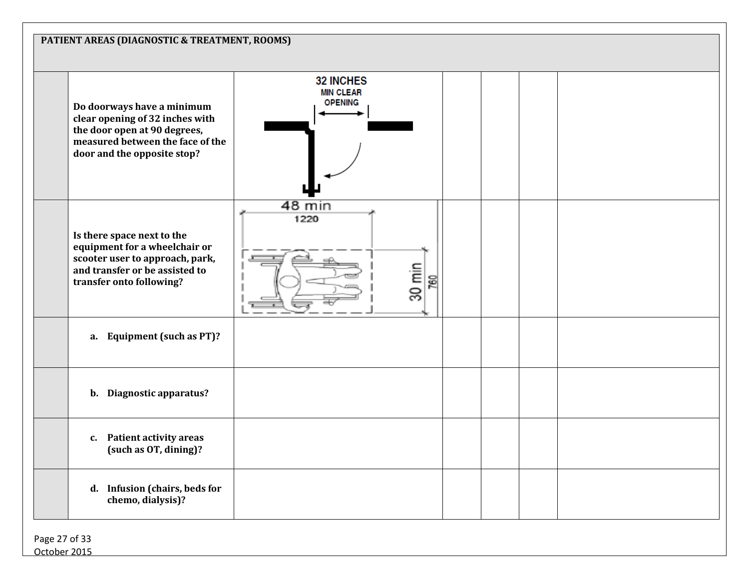| PATIENT AREAS (DIAGNOSTIC & TREATMENT, ROOMS) | | | | | | |
|---|---|---|---|---|---|---|
| | **Do doorways have a minimum clear opening of 32 inches with the door open at 90 degrees, measured between the face of the door and the opposite stop?** | 32 INCHES MIN CLEAR OPENING | | | | |
| | **Is there space next to the equipment for a wheelchair or scooter user to approach, park, and transfer or be assisted to transfer onto following?** | 48 min 1220; 30 min 760 | | | | |
| | **a. Equipment (such as PT)?** | | | | | |
| | **b. Diagnostic apparatus?** | | | | | |
| | **c. Patient activity areas (such as OT, dining)?** | | | | | |
| | **d. Infusion (chairs, beds for chemo, dialysis)?** | | | | | |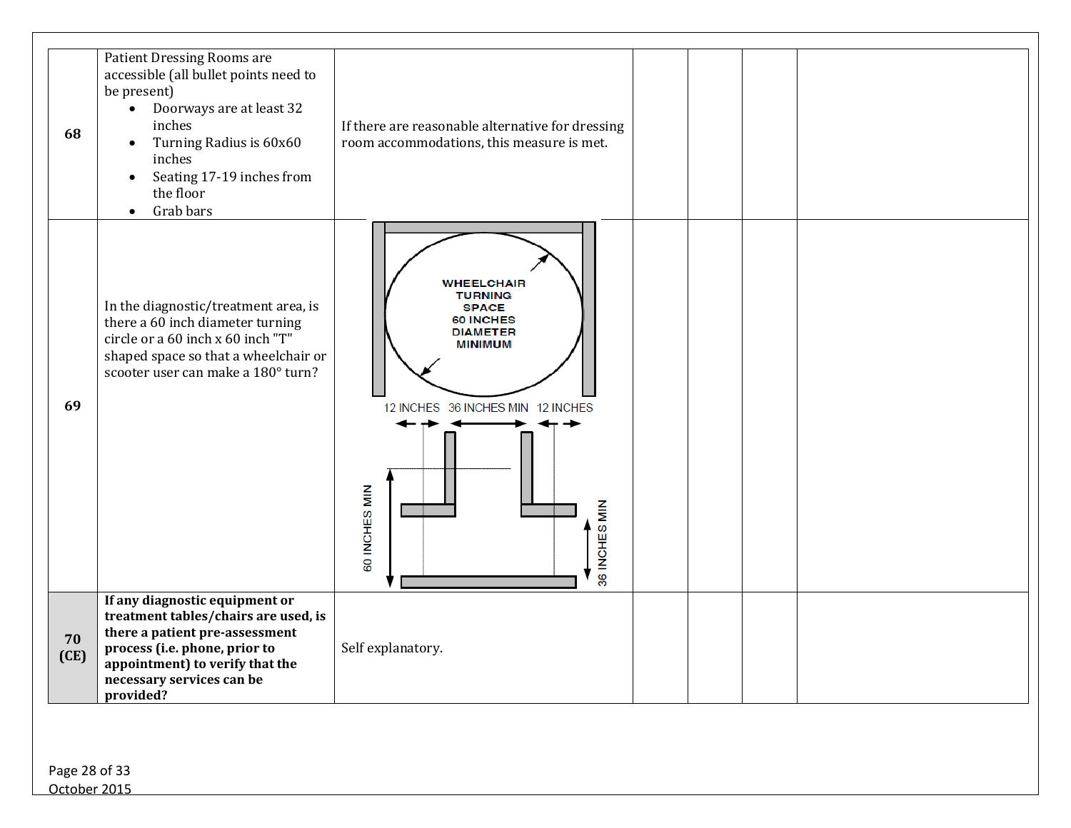| | | | | | | |
|---|---|---|---|---|---|---|
| **68** | Patient Dressing Rooms are accessible (all bullet points need to be present)<br>• Doorways are at least 32 inches<br>• Turning Radius is 60x60 inches<br>• Seating 17-19 inches from the floor<br>• Grab bars | If there are reasonable alternative for dressing room accommodations, this measure is met. | | | | |
| **69** | In the diagnostic/treatment area, is there a 60 inch diameter turning circle or a 60 inch x 60 inch "T" shaped space so that a wheelchair or scooter user can make a 180° turn? | WHEELCHAIR TURNING SPACE 60 INCHES DIAMETER MINIMUM<br>12 INCHES 36 INCHES MIN 12 INCHES<br>60 INCHES MIN<br>36 INCHES MIN | | | | |
| **70 (CE)** | **If any diagnostic equipment or treatment tables/chairs are used, is there a patient pre-assessment process (i.e. phone, prior to appointment) to verify that the necessary services can be provided?** | Self explanatory. | | | | |

October 2015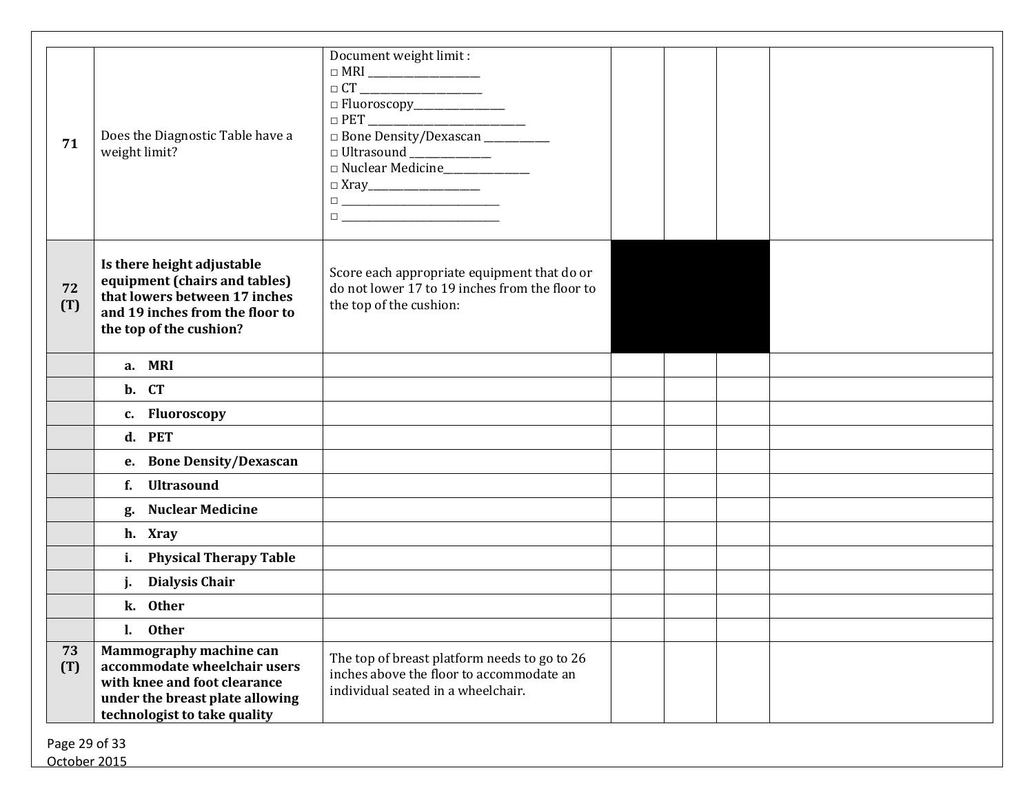| | | | | | | |
|---|---|---|---|---|---|---|
| **71** | Does the Diagnostic Table have a weight limit? | Document weight limit :<br>□ MRI ____________________<br>□ CT ____________________<br>□ Fluoroscopy________________<br>□ PET ____________________________<br>□ Bone Density/Dexascan ___________<br>□ Ultrasound ______________<br>□ Nuclear Medicine_______________<br>□ Xray____________________<br>□ ____________________________<br>□ ____________________________ | | | | |
| **72 (T)** | **Is there height adjustable equipment (chairs and tables) that lowers between 17 inches and 19 inches from the floor to the top of the cushion?** | Score each appropriate equipment that do or do not lower 17 to 19 inches from the floor to the top of the cushion: | | | | |
| | **a. MRI** | | | | | |
| | **b. CT** | | | | | |
| | **c. Fluoroscopy** | | | | | |
| | **d. PET** | | | | | |
| | **e. Bone Density/Dexascan** | | | | | |
| | **f. Ultrasound** | | | | | |
| | **g. Nuclear Medicine** | | | | | |
| | **h. Xray** | | | | | |
| | **i. Physical Therapy Table** | | | | | |
| | **j. Dialysis Chair** | | | | | |
| | **k. Other** | | | | | |
| | **l. Other** | | | | | |
| **73 (T)** | **Mammography machine can accommodate wheelchair users with knee and foot clearance under the breast plate allowing technologist to take quality** | The top of breast platform needs to go to 26 inches above the floor to accommodate an individual seated in a wheelchair. | | | | |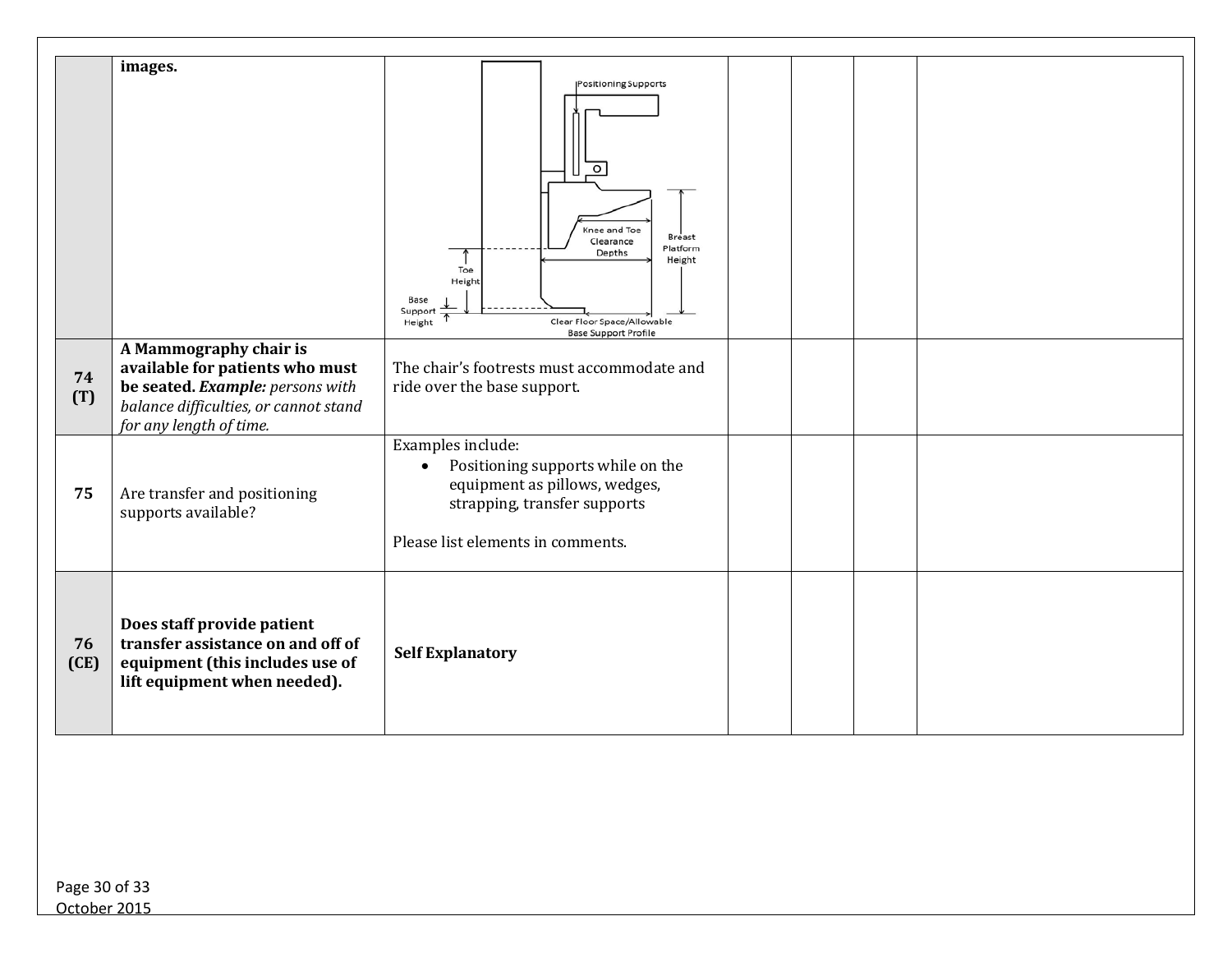| | | | | | | |
|---|---|---|---|---|---|---|
| | **images.** | Positioning Supports; Knee and Toe Clearance Depths; Breast Platform Height; Toe Height; Base Support Height; Clear Floor Space/Allowable Base Support Profile | | | | |
| **74 (T)** | **A Mammography chair is available for patients who must be seated.** ***Example:*** *persons with balance difficulties, or cannot stand for any length of time.* | The chair's footrests must accommodate and ride over the base support. | | | | |
| **75** | Are transfer and positioning supports available? | Examples include:<br>• Positioning supports while on the equipment as pillows, wedges, strapping, transfer supports<br><br>Please list elements in comments. | | | | |
| **76 (CE)** | **Does staff provide patient transfer assistance on and off of equipment (this includes use of lift equipment when needed).** | **Self Explanatory** | | | | |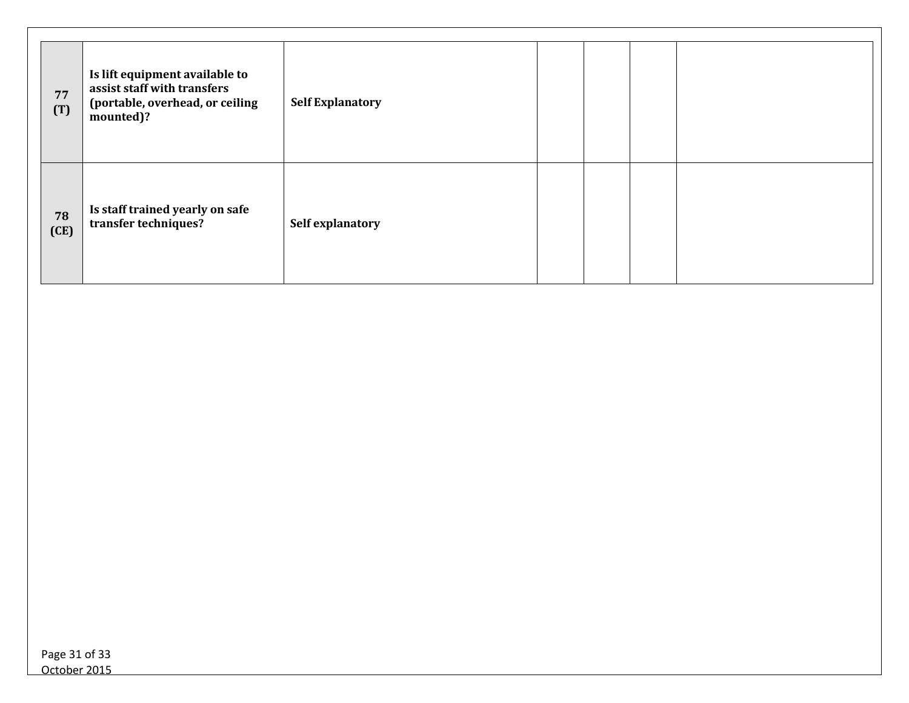| | | | | | | |
|---|---|---|---|---|---|---|
| **77 (T)** | **Is lift equipment available to assist staff with transfers (portable, overhead, or ceiling mounted)?** | **Self Explanatory** | | | | |
| **78 (CE)** | **Is staff trained yearly on safe transfer techniques?** | **Self explanatory** | | | | |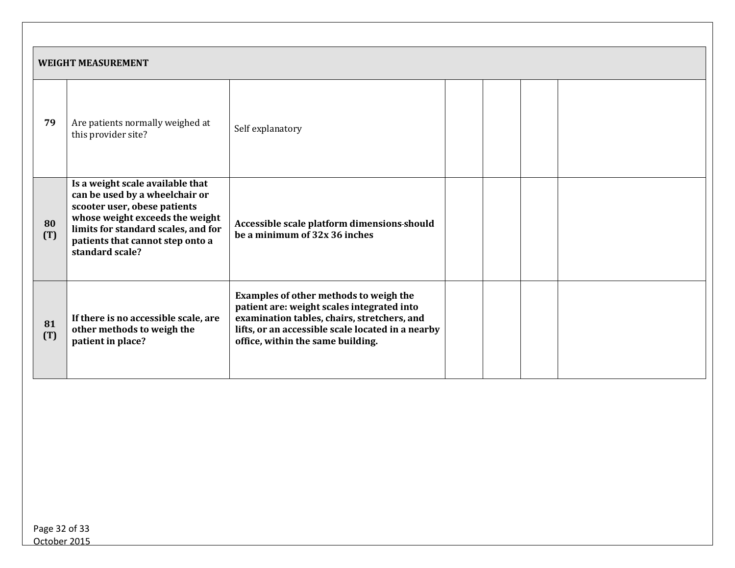| WEIGHT MEASUREMENT | | | | | | |
|---|---|---|---|---|---|---|
| **79** | Are patients normally weighed at this provider site? | Self explanatory | | | | |
| **80 (T)** | **Is a weight scale available that can be used by a wheelchair or scooter user, obese patients whose weight exceeds the weight limits for standard scales, and for patients that cannot step onto a standard scale?** | **Accessible scale platform dimensions should be a minimum of 32x 36 inches** | | | | |
| **81 (T)** | **If there is no accessible scale, are other methods to weigh the patient in place?** | **Examples of other methods to weigh the patient are: weight scales integrated into examination tables, chairs, stretchers, and lifts, or an accessible scale located in a nearby office, within the same building.** | | | | |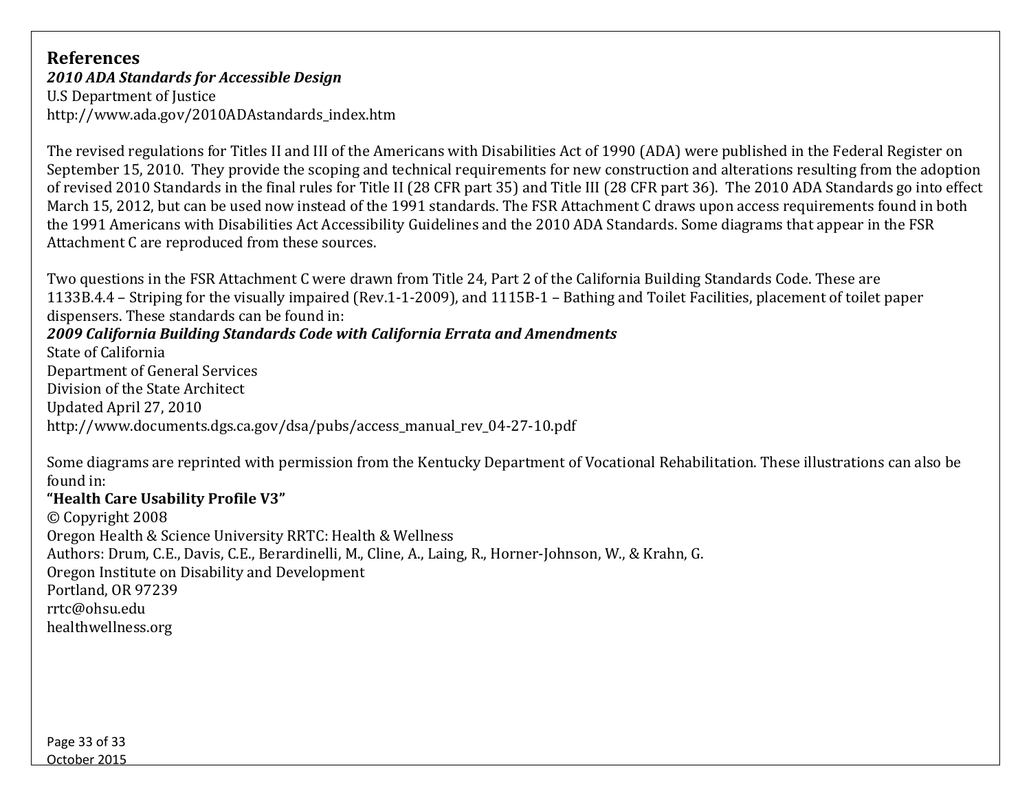## References

***2010 ADA Standards for Accessible Design***
U.S Department of Justice
http://www.ada.gov/2010ADAstandards_index.htm

The revised regulations for Titles II and III of the Americans with Disabilities Act of 1990 (ADA) were published in the Federal Register on September 15, 2010. They provide the scoping and technical requirements for new construction and alterations resulting from the adoption of revised 2010 Standards in the final rules for Title II (28 CFR part 35) and Title III (28 CFR part 36). The 2010 ADA Standards go into effect March 15, 2012, but can be used now instead of the 1991 standards. The FSR Attachment C draws upon access requirements found in both the 1991 Americans with Disabilities Act Accessibility Guidelines and the 2010 ADA Standards. Some diagrams that appear in the FSR Attachment C are reproduced from these sources.

Two questions in the FSR Attachment C were drawn from Title 24, Part 2 of the California Building Standards Code. These are 1133B.4.4 – Striping for the visually impaired (Rev.1-1-2009), and 1115B-1 – Bathing and Toilet Facilities, placement of toilet paper dispensers. These standards can be found in:
***2009 California Building Standards Code with California Errata and Amendments***
State of California
Department of General Services
Division of the State Architect
Updated April 27, 2010
http://www.documents.dgs.ca.gov/dsa/pubs/access_manual_rev_04-27-10.pdf

Some diagrams are reprinted with permission from the Kentucky Department of Vocational Rehabilitation. These illustrations can also be found in:
**"Health Care Usability Profile V3"**
© Copyright 2008
Oregon Health & Science University RRTC: Health & Wellness
Authors: Drum, C.E., Davis, C.E., Berardinelli, M., Cline, A., Laing, R., Horner-Johnson, W., & Krahn, G.
Oregon Institute on Disability and Development
Portland, OR 97239
rrtc@ohsu.edu
healthwellness.org

October 2015